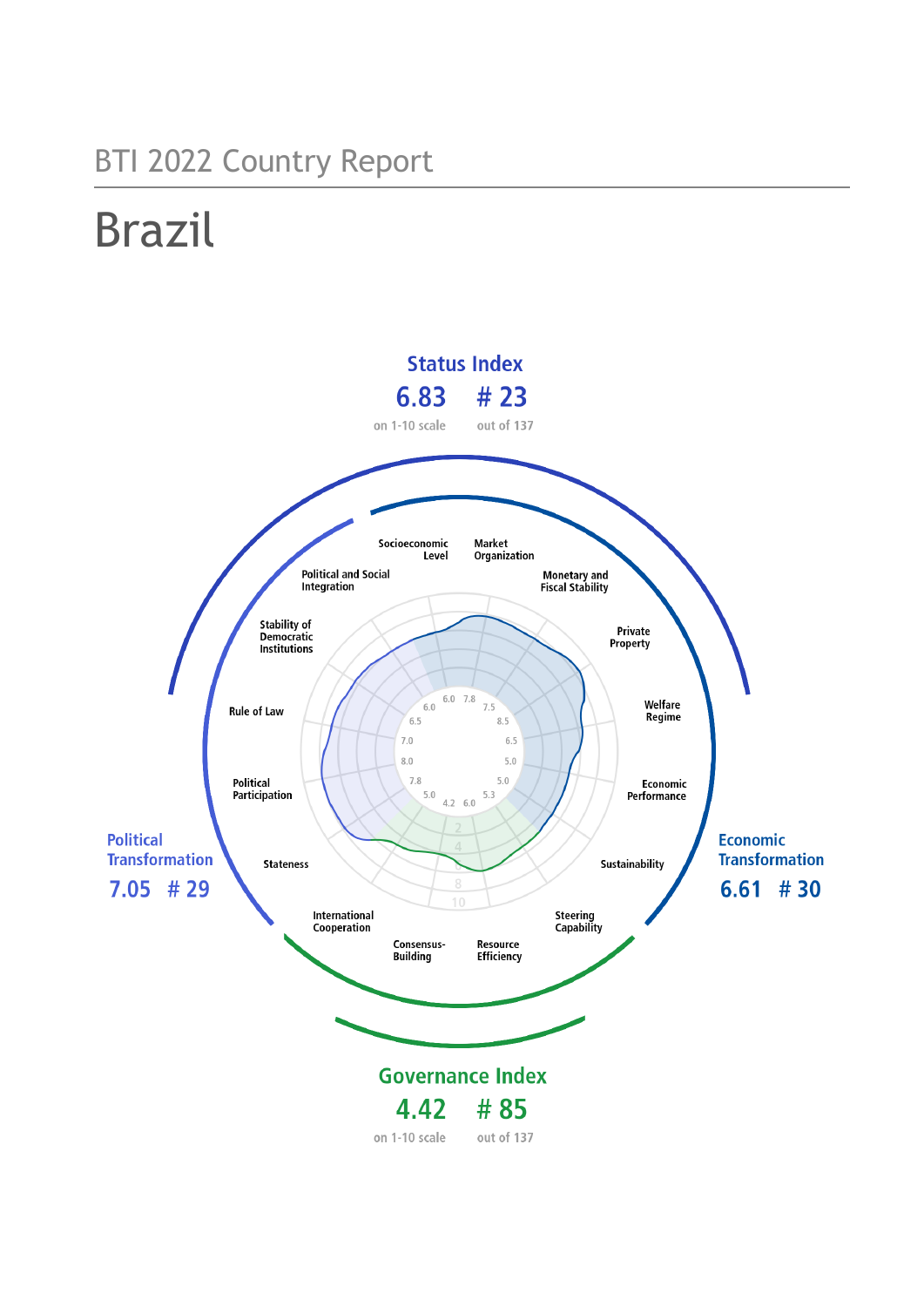BTI 2022 Country Report

# Brazil

## Status Index

**6.83** on 1-10 scale

**# 23** out of 137

## Political Transformation

**7.05** **# 29**

## Economic Transformation

**6.61** **# 30**

## Governance Index

**4.42** on 1-10 scale

**# 85** out of 137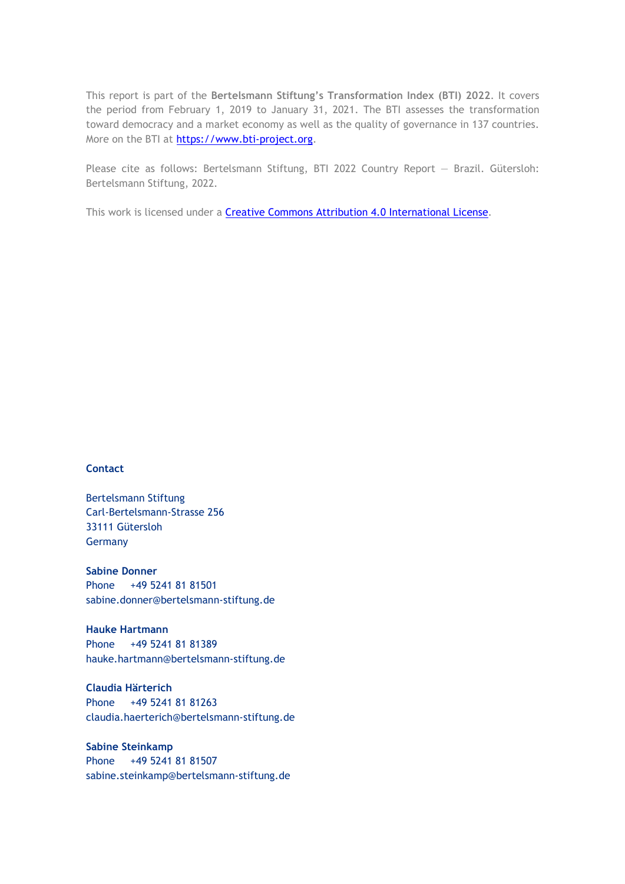This report is part of the **Bertelsmann Stiftung's Transformation Index (BTI) 2022**. It covers the period from February 1, 2019 to January 31, 2021. The BTI assesses the transformation toward democracy and a market economy as well as the quality of governance in 137 countries. More on the BTI at [https://www.bti-project.org](https://www.bti-project.org).

Please cite as follows: Bertelsmann Stiftung, BTI 2022 Country Report — Brazil. Gütersloh: Bertelsmann Stiftung, 2022.

This work is licensed under a [Creative Commons Attribution 4.0 International License](https://creativecommons.org/licenses/by/4.0/).

**Contact**

Bertelsmann Stiftung
Carl-Bertelsmann-Strasse 256
33111 Gütersloh
Germany

**Sabine Donner**
Phone +49 5241 81 81501
sabine.donner@bertelsmann-stiftung.de

**Hauke Hartmann**
Phone +49 5241 81 81389
hauke.hartmann@bertelsmann-stiftung.de

**Claudia Härterich**
Phone +49 5241 81 81263
claudia.haerterich@bertelsmann-stiftung.de

**Sabine Steinkamp**
Phone +49 5241 81 81507
sabine.steinkamp@bertelsmann-stiftung.de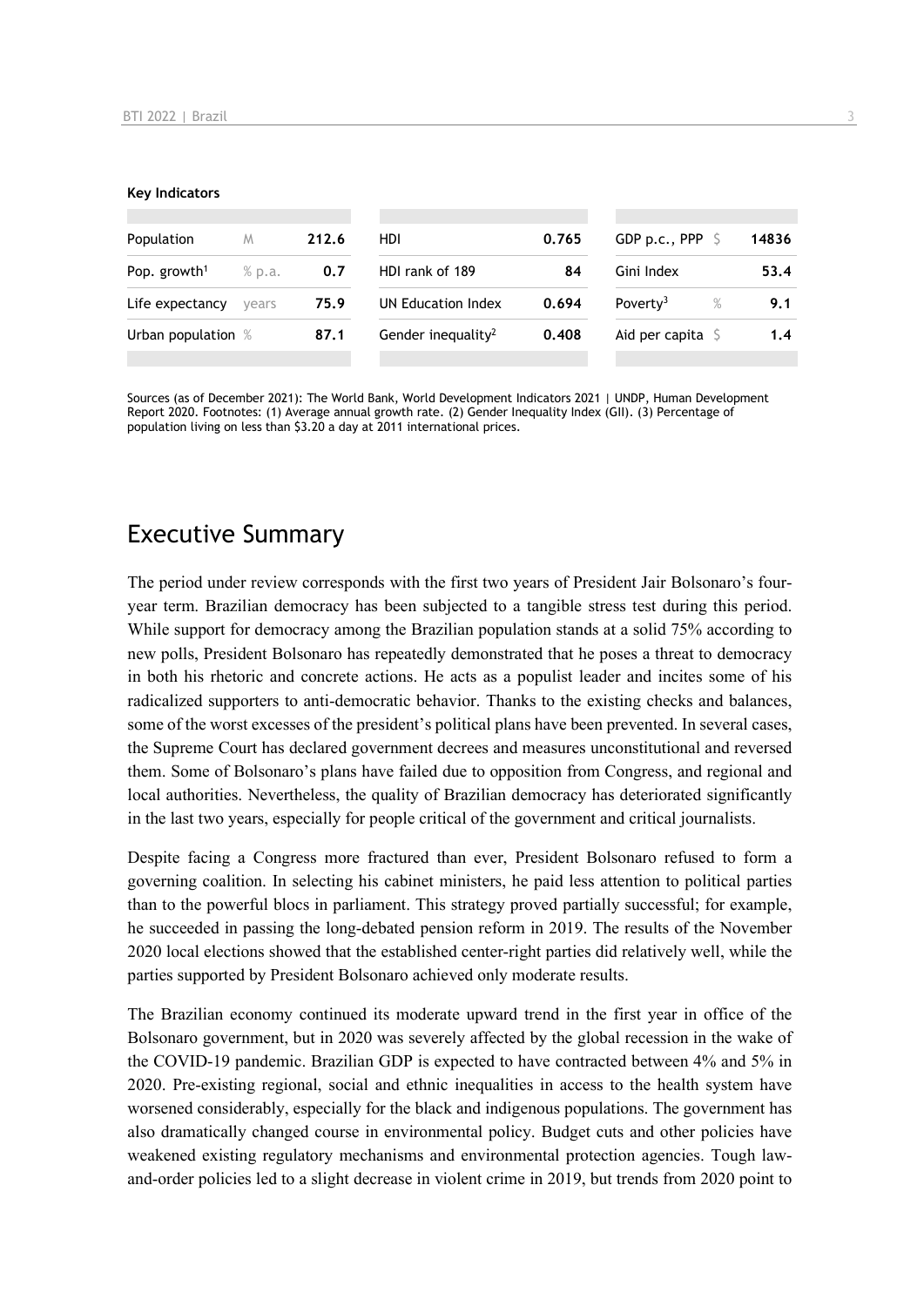**Key Indicators**

| Population | M | 212.6 | HDI | 0.765 | GDP p.c., PPP | $ | 14836 |
|---|---|---|---|---|---|---|---|
| Pop. growth[1] | % p.a. | 0.7 | HDI rank of 189 | 84 | Gini Index | | 53.4 |
| Life expectancy | years | 75.9 | UN Education Index | 0.694 | Poverty[3] | % | 9.1 |
| Urban population | % | 87.1 | Gender inequality[2] | 0.408 | Aid per capita | $ | 1.4 |

Sources (as of December 2021): The World Bank, World Development Indicators 2021 | UNDP, Human Development Report 2020. Footnotes: (1) Average annual growth rate. (2) Gender Inequality Index (GII). (3) Percentage of population living on less than $3.20 a day at 2011 international prices.

## Executive Summary

The period under review corresponds with the first two years of President Jair Bolsonaro's four-year term. Brazilian democracy has been subjected to a tangible stress test during this period. While support for democracy among the Brazilian population stands at a solid 75% according to new polls, President Bolsonaro has repeatedly demonstrated that he poses a threat to democracy in both his rhetoric and concrete actions. He acts as a populist leader and incites some of his radicalized supporters to anti-democratic behavior. Thanks to the existing checks and balances, some of the worst excesses of the president's political plans have been prevented. In several cases, the Supreme Court has declared government decrees and measures unconstitutional and reversed them. Some of Bolsonaro's plans have failed due to opposition from Congress, and regional and local authorities. Nevertheless, the quality of Brazilian democracy has deteriorated significantly in the last two years, especially for people critical of the government and critical journalists.

Despite facing a Congress more fractured than ever, President Bolsonaro refused to form a governing coalition. In selecting his cabinet ministers, he paid less attention to political parties than to the powerful blocs in parliament. This strategy proved partially successful; for example, he succeeded in passing the long-debated pension reform in 2019. The results of the November 2020 local elections showed that the established center-right parties did relatively well, while the parties supported by President Bolsonaro achieved only moderate results.

The Brazilian economy continued its moderate upward trend in the first year in office of the Bolsonaro government, but in 2020 was severely affected by the global recession in the wake of the COVID-19 pandemic. Brazilian GDP is expected to have contracted between 4% and 5% in 2020. Pre-existing regional, social and ethnic inequalities in access to the health system have worsened considerably, especially for the black and indigenous populations. The government has also dramatically changed course in environmental policy. Budget cuts and other policies have weakened existing regulatory mechanisms and environmental protection agencies. Tough law-and-order policies led to a slight decrease in violent crime in 2019, but trends from 2020 point to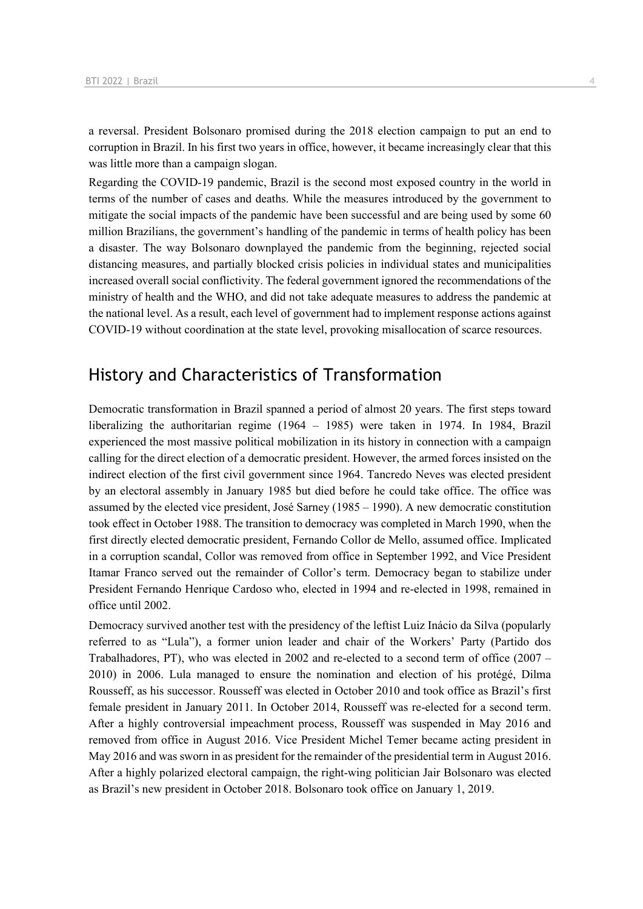a reversal. President Bolsonaro promised during the 2018 election campaign to put an end to corruption in Brazil. In his first two years in office, however, it became increasingly clear that this was little more than a campaign slogan.

Regarding the COVID-19 pandemic, Brazil is the second most exposed country in the world in terms of the number of cases and deaths. While the measures introduced by the government to mitigate the social impacts of the pandemic have been successful and are being used by some 60 million Brazilians, the government's handling of the pandemic in terms of health policy has been a disaster. The way Bolsonaro downplayed the pandemic from the beginning, rejected social distancing measures, and partially blocked crisis policies in individual states and municipalities increased overall social conflictivity. The federal government ignored the recommendations of the ministry of health and the WHO, and did not take adequate measures to address the pandemic at the national level. As a result, each level of government had to implement response actions against COVID-19 without coordination at the state level, provoking misallocation of scarce resources.

## History and Characteristics of Transformation

Democratic transformation in Brazil spanned a period of almost 20 years. The first steps toward liberalizing the authoritarian regime (1964 – 1985) were taken in 1974. In 1984, Brazil experienced the most massive political mobilization in its history in connection with a campaign calling for the direct election of a democratic president. However, the armed forces insisted on the indirect election of the first civil government since 1964. Tancredo Neves was elected president by an electoral assembly in January 1985 but died before he could take office. The office was assumed by the elected vice president, José Sarney (1985 – 1990). A new democratic constitution took effect in October 1988. The transition to democracy was completed in March 1990, when the first directly elected democratic president, Fernando Collor de Mello, assumed office. Implicated in a corruption scandal, Collor was removed from office in September 1992, and Vice President Itamar Franco served out the remainder of Collor's term. Democracy began to stabilize under President Fernando Henrique Cardoso who, elected in 1994 and re-elected in 1998, remained in office until 2002.

Democracy survived another test with the presidency of the leftist Luiz Inácio da Silva (popularly referred to as "Lula"), a former union leader and chair of the Workers' Party (Partido dos Trabalhadores, PT), who was elected in 2002 and re-elected to a second term of office (2007 – 2010) in 2006. Lula managed to ensure the nomination and election of his protégé, Dilma Rousseff, as his successor. Rousseff was elected in October 2010 and took office as Brazil's first female president in January 2011. In October 2014, Rousseff was re-elected for a second term. After a highly controversial impeachment process, Rousseff was suspended in May 2016 and removed from office in August 2016. Vice President Michel Temer became acting president in May 2016 and was sworn in as president for the remainder of the presidential term in August 2016. After a highly polarized electoral campaign, the right-wing politician Jair Bolsonaro was elected as Brazil's new president in October 2018. Bolsonaro took office on January 1, 2019.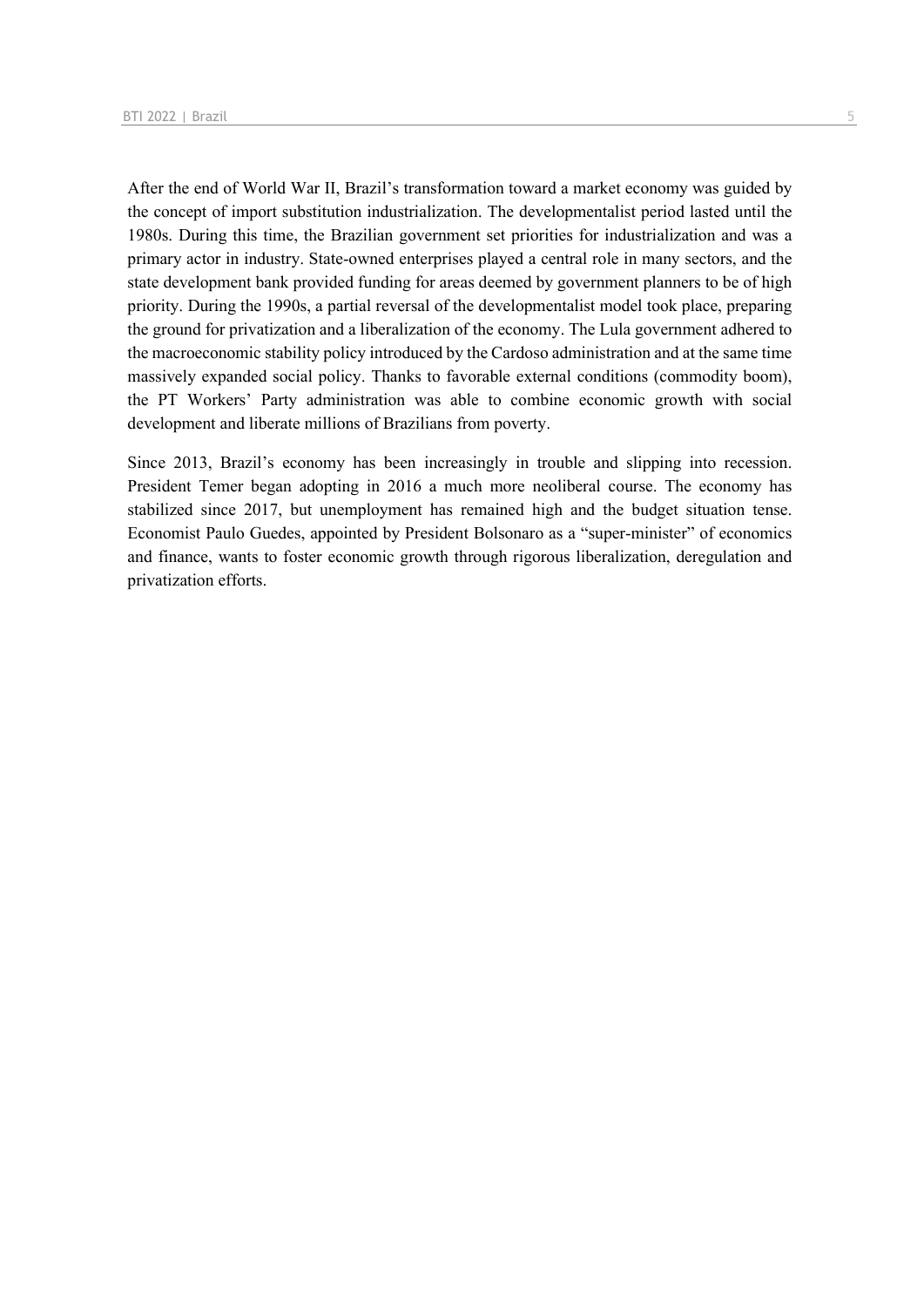After the end of World War II, Brazil's transformation toward a market economy was guided by the concept of import substitution industrialization. The developmentalist period lasted until the 1980s. During this time, the Brazilian government set priorities for industrialization and was a primary actor in industry. State-owned enterprises played a central role in many sectors, and the state development bank provided funding for areas deemed by government planners to be of high priority. During the 1990s, a partial reversal of the developmentalist model took place, preparing the ground for privatization and a liberalization of the economy. The Lula government adhered to the macroeconomic stability policy introduced by the Cardoso administration and at the same time massively expanded social policy. Thanks to favorable external conditions (commodity boom), the PT Workers' Party administration was able to combine economic growth with social development and liberate millions of Brazilians from poverty.

Since 2013, Brazil's economy has been increasingly in trouble and slipping into recession. President Temer began adopting in 2016 a much more neoliberal course. The economy has stabilized since 2017, but unemployment has remained high and the budget situation tense. Economist Paulo Guedes, appointed by President Bolsonaro as a "super-minister" of economics and finance, wants to foster economic growth through rigorous liberalization, deregulation and privatization efforts.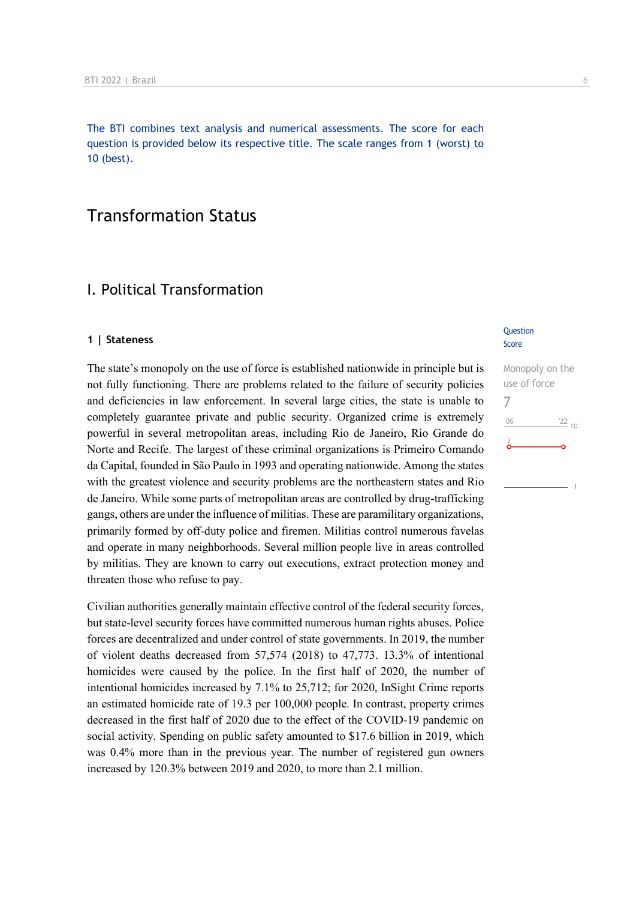The BTI combines text analysis and numerical assessments. The score for each question is provided below its respective title. The scale ranges from 1 (worst) to 10 (best).

# Transformation Status

## I. Political Transformation

### 1 | Stateness

Question Score

Monopoly on the use of force

7

The state's monopoly on the use of force is established nationwide in principle but is not fully functioning. There are problems related to the failure of security policies and deficiencies in law enforcement. In several large cities, the state is unable to completely guarantee private and public security. Organized crime is extremely powerful in several metropolitan areas, including Rio de Janeiro, Rio Grande do Norte and Recife. The largest of these criminal organizations is Primeiro Comando da Capital, founded in São Paulo in 1993 and operating nationwide. Among the states with the greatest violence and security problems are the northeastern states and Rio de Janeiro. While some parts of metropolitan areas are controlled by drug-trafficking gangs, others are under the influence of militias. These are paramilitary organizations, primarily formed by off-duty police and firemen. Militias control numerous favelas and operate in many neighborhoods. Several million people live in areas controlled by militias. They are known to carry out executions, extract protection money and threaten those who refuse to pay.

Civilian authorities generally maintain effective control of the federal security forces, but state-level security forces have committed numerous human rights abuses. Police forces are decentralized and under control of state governments. In 2019, the number of violent deaths decreased from 57,574 (2018) to 47,773. 13.3% of intentional homicides were caused by the police. In the first half of 2020, the number of intentional homicides increased by 7.1% to 25,712; for 2020, InSight Crime reports an estimated homicide rate of 19.3 per 100,000 people. In contrast, property crimes decreased in the first half of 2020 due to the effect of the COVID-19 pandemic on social activity. Spending on public safety amounted to $17.6 billion in 2019, which was 0.4% more than in the previous year. The number of registered gun owners increased by 120.3% between 2019 and 2020, to more than 2.1 million.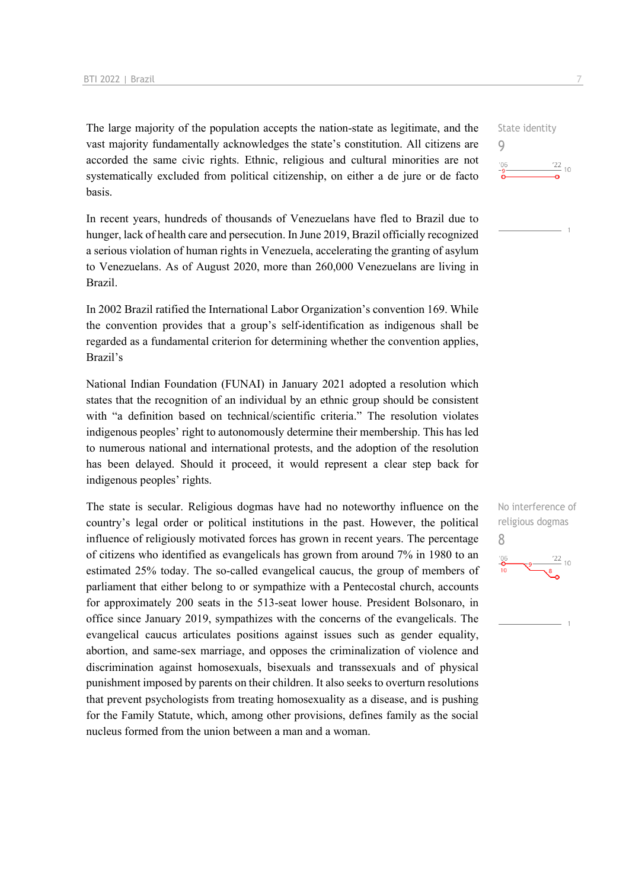The large majority of the population accepts the nation-state as legitimate, and the vast majority fundamentally acknowledges the state's constitution. All citizens are accorded the same civic rights. Ethnic, religious and cultural minorities are not systematically excluded from political citizenship, on either a de jure or de facto basis.

State identity
9

In recent years, hundreds of thousands of Venezuelans have fled to Brazil due to hunger, lack of health care and persecution. In June 2019, Brazil officially recognized a serious violation of human rights in Venezuela, accelerating the granting of asylum to Venezuelans. As of August 2020, more than 260,000 Venezuelans are living in Brazil.

In 2002 Brazil ratified the International Labor Organization's convention 169. While the convention provides that a group's self-identification as indigenous shall be regarded as a fundamental criterion for determining whether the convention applies, Brazil's

National Indian Foundation (FUNAI) in January 2021 adopted a resolution which states that the recognition of an individual by an ethnic group should be consistent with "a definition based on technical/scientific criteria." The resolution violates indigenous peoples' right to autonomously determine their membership. This has led to numerous national and international protests, and the adoption of the resolution has been delayed. Should it proceed, it would represent a clear step back for indigenous peoples' rights.

The state is secular. Religious dogmas have had no noteworthy influence on the country's legal order or political institutions in the past. However, the political influence of religiously motivated forces has grown in recent years. The percentage of citizens who identified as evangelicals has grown from around 7% in 1980 to an estimated 25% today. The so-called evangelical caucus, the group of members of parliament that either belong to or sympathize with a Pentecostal church, accounts for approximately 200 seats in the 513-seat lower house. President Bolsonaro, in office since January 2019, sympathizes with the concerns of the evangelicals. The evangelical caucus articulates positions against issues such as gender equality, abortion, and same-sex marriage, and opposes the criminalization of violence and discrimination against homosexuals, bisexuals and transsexuals and of physical punishment imposed by parents on their children. It also seeks to overturn resolutions that prevent psychologists from treating homosexuality as a disease, and is pushing for the Family Statute, which, among other provisions, defines family as the social nucleus formed from the union between a man and a woman.

No interference of religious dogmas
8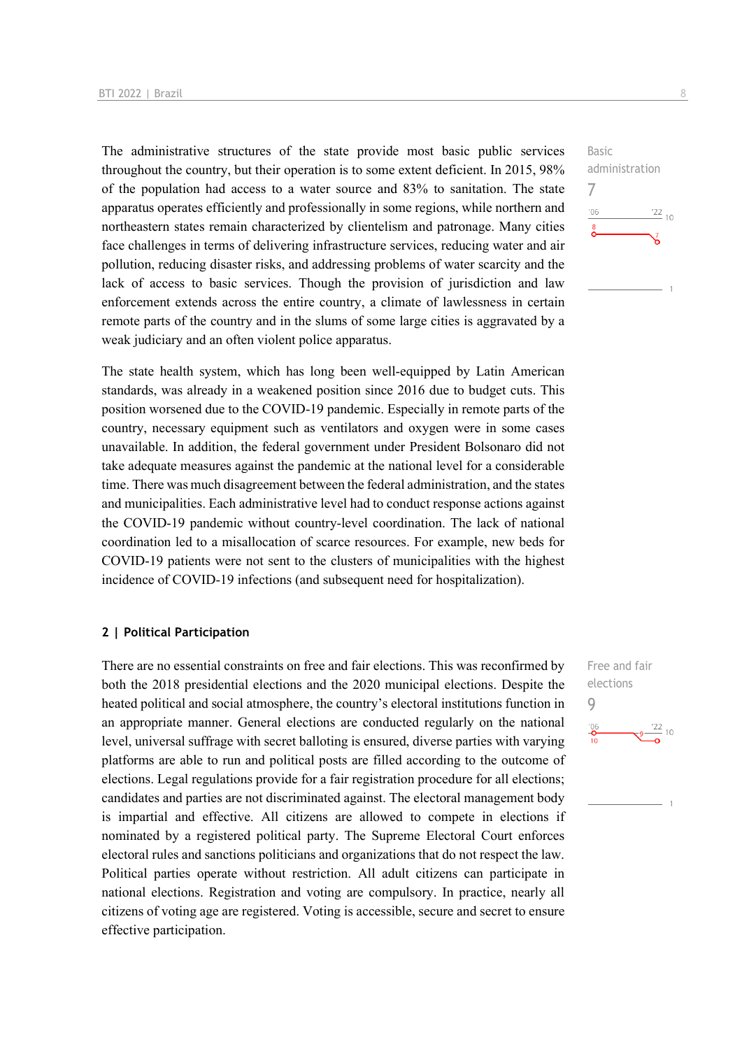The administrative structures of the state provide most basic public services throughout the country, but their operation is to some extent deficient. In 2015, 98% of the population had access to a water source and 83% to sanitation. The state apparatus operates efficiently and professionally in some regions, while northern and northeastern states remain characterized by clientelism and patronage. Many cities face challenges in terms of delivering infrastructure services, reducing water and air pollution, reducing disaster risks, and addressing problems of water scarcity and the lack of access to basic services. Though the provision of jurisdiction and law enforcement extends across the entire country, a climate of lawlessness in certain remote parts of the country and in the slums of some large cities is aggravated by a weak judiciary and an often violent police apparatus.

Basic administration
7

The state health system, which has long been well-equipped by Latin American standards, was already in a weakened position since 2016 due to budget cuts. This position worsened due to the COVID-19 pandemic. Especially in remote parts of the country, necessary equipment such as ventilators and oxygen were in some cases unavailable. In addition, the federal government under President Bolsonaro did not take adequate measures against the pandemic at the national level for a considerable time. There was much disagreement between the federal administration, and the states and municipalities. Each administrative level had to conduct response actions against the COVID-19 pandemic without country-level coordination. The lack of national coordination led to a misallocation of scarce resources. For example, new beds for COVID-19 patients were not sent to the clusters of municipalities with the highest incidence of COVID-19 infections (and subsequent need for hospitalization).

## 2 | Political Participation

There are no essential constraints on free and fair elections. This was reconfirmed by both the 2018 presidential elections and the 2020 municipal elections. Despite the heated political and social atmosphere, the country's electoral institutions function in an appropriate manner. General elections are conducted regularly on the national level, universal suffrage with secret balloting is ensured, diverse parties with varying platforms are able to run and political posts are filled according to the outcome of elections. Legal regulations provide for a fair registration procedure for all elections; candidates and parties are not discriminated against. The electoral management body is impartial and effective. All citizens are allowed to compete in elections if nominated by a registered political party. The Supreme Electoral Court enforces electoral rules and sanctions politicians and organizations that do not respect the law. Political parties operate without restriction. All adult citizens can participate in national elections. Registration and voting are compulsory. In practice, nearly all citizens of voting age are registered. Voting is accessible, secure and secret to ensure effective participation.

Free and fair elections
9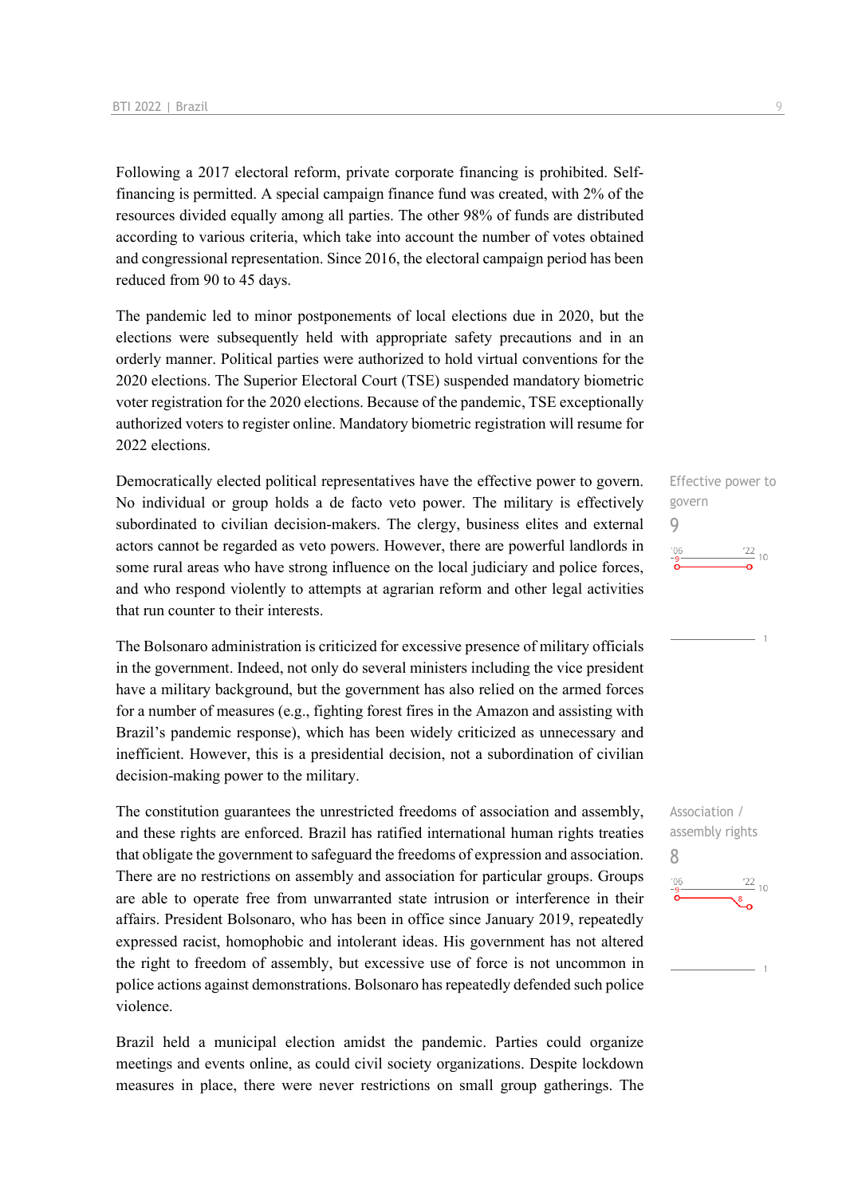Following a 2017 electoral reform, private corporate financing is prohibited. Self-financing is permitted. A special campaign finance fund was created, with 2% of the resources divided equally among all parties. The other 98% of funds are distributed according to various criteria, which take into account the number of votes obtained and congressional representation. Since 2016, the electoral campaign period has been reduced from 90 to 45 days.

The pandemic led to minor postponements of local elections due in 2020, but the elections were subsequently held with appropriate safety precautions and in an orderly manner. Political parties were authorized to hold virtual conventions for the 2020 elections. The Superior Electoral Court (TSE) suspended mandatory biometric voter registration for the 2020 elections. Because of the pandemic, TSE exceptionally authorized voters to register online. Mandatory biometric registration will resume for 2022 elections.

Effective power to govern
9

Democratically elected political representatives have the effective power to govern. No individual or group holds a de facto veto power. The military is effectively subordinated to civilian decision-makers. The clergy, business elites and external actors cannot be regarded as veto powers. However, there are powerful landlords in some rural areas who have strong influence on the local judiciary and police forces, and who respond violently to attempts at agrarian reform and other legal activities that run counter to their interests.

The Bolsonaro administration is criticized for excessive presence of military officials in the government. Indeed, not only do several ministers including the vice president have a military background, but the government has also relied on the armed forces for a number of measures (e.g., fighting forest fires in the Amazon and assisting with Brazil's pandemic response), which has been widely criticized as unnecessary and inefficient. However, this is a presidential decision, not a subordination of civilian decision-making power to the military.

Association / assembly rights
8

The constitution guarantees the unrestricted freedoms of association and assembly, and these rights are enforced. Brazil has ratified international human rights treaties that obligate the government to safeguard the freedoms of expression and association. There are no restrictions on assembly and association for particular groups. Groups are able to operate free from unwarranted state intrusion or interference in their affairs. President Bolsonaro, who has been in office since January 2019, repeatedly expressed racist, homophobic and intolerant ideas. His government has not altered the right to freedom of assembly, but excessive use of force is not uncommon in police actions against demonstrations. Bolsonaro has repeatedly defended such police violence.

Brazil held a municipal election amidst the pandemic. Parties could organize meetings and events online, as could civil society organizations. Despite lockdown measures in place, there were never restrictions on small group gatherings. The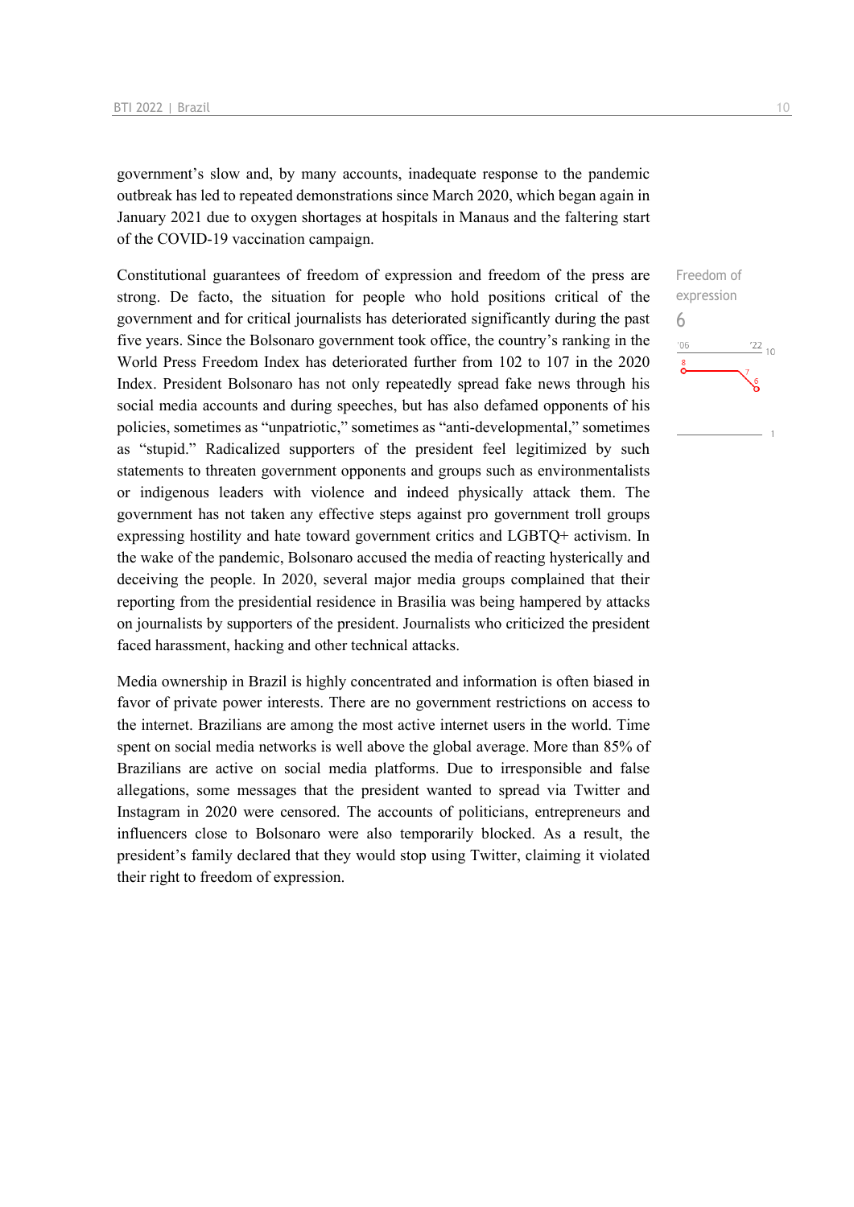government's slow and, by many accounts, inadequate response to the pandemic outbreak has led to repeated demonstrations since March 2020, which began again in January 2021 due to oxygen shortages at hospitals in Manaus and the faltering start of the COVID-19 vaccination campaign.

Freedom of expression
6

Constitutional guarantees of freedom of expression and freedom of the press are strong. De facto, the situation for people who hold positions critical of the government and for critical journalists has deteriorated significantly during the past five years. Since the Bolsonaro government took office, the country's ranking in the World Press Freedom Index has deteriorated further from 102 to 107 in the 2020 Index. President Bolsonaro has not only repeatedly spread fake news through his social media accounts and during speeches, but has also defamed opponents of his policies, sometimes as "unpatriotic," sometimes as "anti-developmental," sometimes as "stupid." Radicalized supporters of the president feel legitimized by such statements to threaten government opponents and groups such as environmentalists or indigenous leaders with violence and indeed physically attack them. The government has not taken any effective steps against pro government troll groups expressing hostility and hate toward government critics and LGBTQ+ activism. In the wake of the pandemic, Bolsonaro accused the media of reacting hysterically and deceiving the people. In 2020, several major media groups complained that their reporting from the presidential residence in Brasilia was being hampered by attacks on journalists by supporters of the president. Journalists who criticized the president faced harassment, hacking and other technical attacks.

Media ownership in Brazil is highly concentrated and information is often biased in favor of private power interests. There are no government restrictions on access to the internet. Brazilians are among the most active internet users in the world. Time spent on social media networks is well above the global average. More than 85% of Brazilians are active on social media platforms. Due to irresponsible and false allegations, some messages that the president wanted to spread via Twitter and Instagram in 2020 were censored. The accounts of politicians, entrepreneurs and influencers close to Bolsonaro were also temporarily blocked. As a result, the president's family declared that they would stop using Twitter, claiming it violated their right to freedom of expression.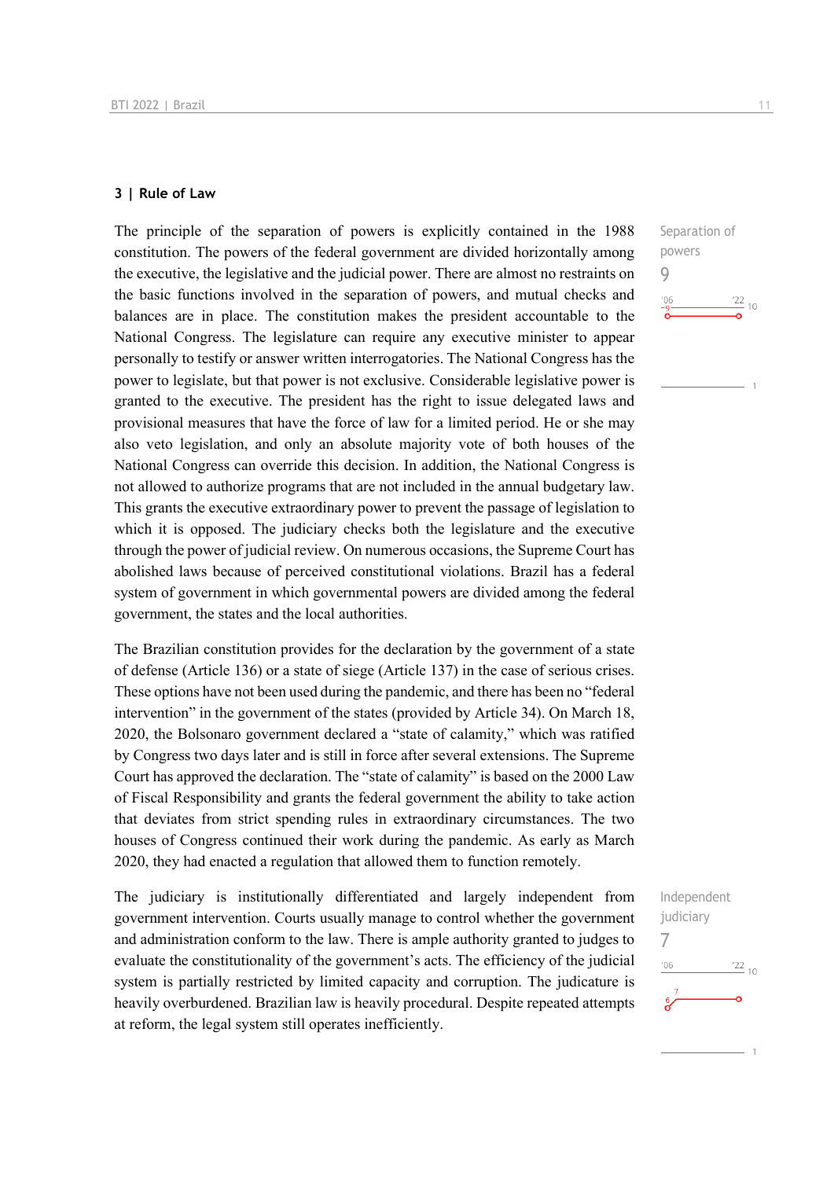## 3 | Rule of Law

Separation of powers

9

The principle of the separation of powers is explicitly contained in the 1988 constitution. The powers of the federal government are divided horizontally among the executive, the legislative and the judicial power. There are almost no restraints on the basic functions involved in the separation of powers, and mutual checks and balances are in place. The constitution makes the president accountable to the National Congress. The legislature can require any executive minister to appear personally to testify or answer written interrogatories. The National Congress has the power to legislate, but that power is not exclusive. Considerable legislative power is granted to the executive. The president has the right to issue delegated laws and provisional measures that have the force of law for a limited period. He or she may also veto legislation, and only an absolute majority vote of both houses of the National Congress can override this decision. In addition, the National Congress is not allowed to authorize programs that are not included in the annual budgetary law. This grants the executive extraordinary power to prevent the passage of legislation to which it is opposed. The judiciary checks both the legislature and the executive through the power of judicial review. On numerous occasions, the Supreme Court has abolished laws because of perceived constitutional violations. Brazil has a federal system of government in which governmental powers are divided among the federal government, the states and the local authorities.

The Brazilian constitution provides for the declaration by the government of a state of defense (Article 136) or a state of siege (Article 137) in the case of serious crises. These options have not been used during the pandemic, and there has been no "federal intervention" in the government of the states (provided by Article 34). On March 18, 2020, the Bolsonaro government declared a "state of calamity," which was ratified by Congress two days later and is still in force after several extensions. The Supreme Court has approved the declaration. The "state of calamity" is based on the 2000 Law of Fiscal Responsibility and grants the federal government the ability to take action that deviates from strict spending rules in extraordinary circumstances. The two houses of Congress continued their work during the pandemic. As early as March 2020, they had enacted a regulation that allowed them to function remotely.

Independent judiciary

7

The judiciary is institutionally differentiated and largely independent from government intervention. Courts usually manage to control whether the government and administration conform to the law. There is ample authority granted to judges to evaluate the constitutionality of the government's acts. The efficiency of the judicial system is partially restricted by limited capacity and corruption. The judicature is heavily overburdened. Brazilian law is heavily procedural. Despite repeated attempts at reform, the legal system still operates inefficiently.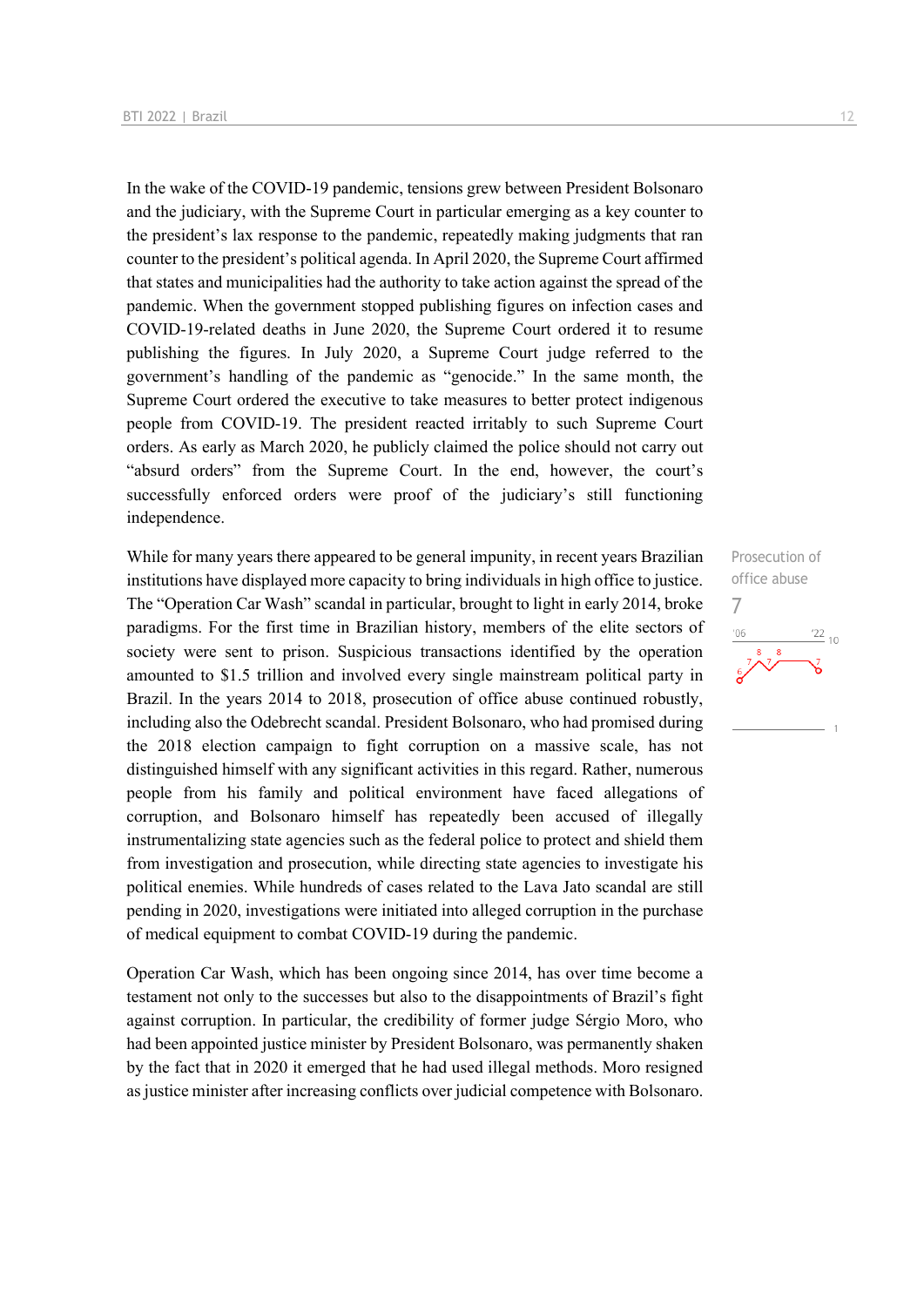In the wake of the COVID-19 pandemic, tensions grew between President Bolsonaro and the judiciary, with the Supreme Court in particular emerging as a key counter to the president's lax response to the pandemic, repeatedly making judgments that ran counter to the president's political agenda. In April 2020, the Supreme Court affirmed that states and municipalities had the authority to take action against the spread of the pandemic. When the government stopped publishing figures on infection cases and COVID-19-related deaths in June 2020, the Supreme Court ordered it to resume publishing the figures. In July 2020, a Supreme Court judge referred to the government's handling of the pandemic as "genocide." In the same month, the Supreme Court ordered the executive to take measures to better protect indigenous people from COVID-19. The president reacted irritably to such Supreme Court orders. As early as March 2020, he publicly claimed the police should not carry out "absurd orders" from the Supreme Court. In the end, however, the court's successfully enforced orders were proof of the judiciary's still functioning independence.

Prosecution of office abuse

7

While for many years there appeared to be general impunity, in recent years Brazilian institutions have displayed more capacity to bring individuals in high office to justice. The "Operation Car Wash" scandal in particular, brought to light in early 2014, broke paradigms. For the first time in Brazilian history, members of the elite sectors of society were sent to prison. Suspicious transactions identified by the operation amounted to $1.5 trillion and involved every single mainstream political party in Brazil. In the years 2014 to 2018, prosecution of office abuse continued robustly, including also the Odebrecht scandal. President Bolsonaro, who had promised during the 2018 election campaign to fight corruption on a massive scale, has not distinguished himself with any significant activities in this regard. Rather, numerous people from his family and political environment have faced allegations of corruption, and Bolsonaro himself has repeatedly been accused of illegally instrumentalizing state agencies such as the federal police to protect and shield them from investigation and prosecution, while directing state agencies to investigate his political enemies. While hundreds of cases related to the Lava Jato scandal are still pending in 2020, investigations were initiated into alleged corruption in the purchase of medical equipment to combat COVID-19 during the pandemic.

Operation Car Wash, which has been ongoing since 2014, has over time become a testament not only to the successes but also to the disappointments of Brazil's fight against corruption. In particular, the credibility of former judge Sérgio Moro, who had been appointed justice minister by President Bolsonaro, was permanently shaken by the fact that in 2020 it emerged that he had used illegal methods. Moro resigned as justice minister after increasing conflicts over judicial competence with Bolsonaro.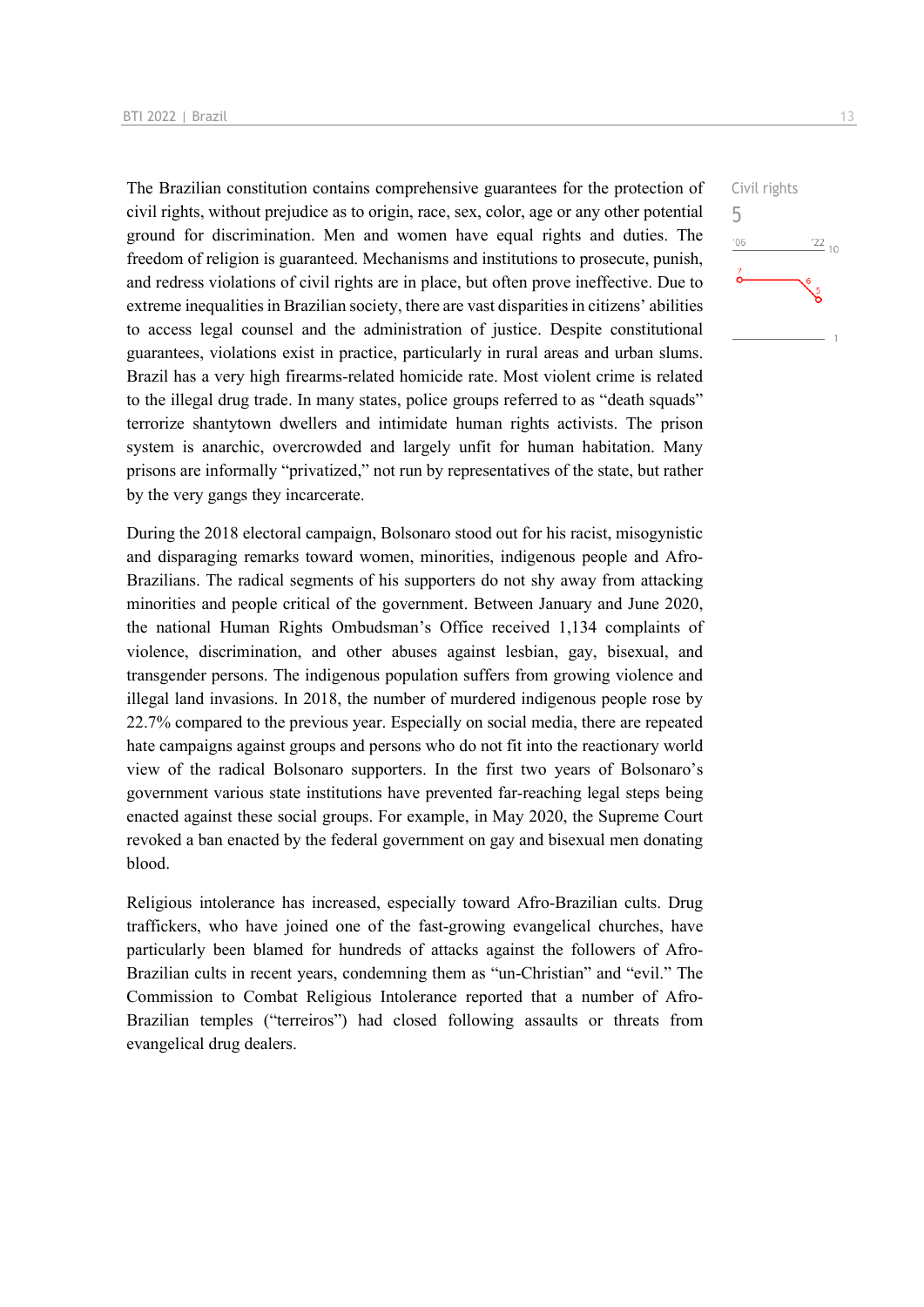The Brazilian constitution contains comprehensive guarantees for the protection of civil rights, without prejudice as to origin, race, sex, color, age or any other potential ground for discrimination. Men and women have equal rights and duties. The freedom of religion is guaranteed. Mechanisms and institutions to prosecute, punish, and redress violations of civil rights are in place, but often prove ineffective. Due to extreme inequalities in Brazilian society, there are vast disparities in citizens' abilities to access legal counsel and the administration of justice. Despite constitutional guarantees, violations exist in practice, particularly in rural areas and urban slums. Brazil has a very high firearms-related homicide rate. Most violent crime is related to the illegal drug trade. In many states, police groups referred to as "death squads" terrorize shantytown dwellers and intimidate human rights activists. The prison system is anarchic, overcrowded and largely unfit for human habitation. Many prisons are informally "privatized," not run by representatives of the state, but rather by the very gangs they incarcerate.

Civil rights
5

During the 2018 electoral campaign, Bolsonaro stood out for his racist, misogynistic and disparaging remarks toward women, minorities, indigenous people and Afro-Brazilians. The radical segments of his supporters do not shy away from attacking minorities and people critical of the government. Between January and June 2020, the national Human Rights Ombudsman's Office received 1,134 complaints of violence, discrimination, and other abuses against lesbian, gay, bisexual, and transgender persons. The indigenous population suffers from growing violence and illegal land invasions. In 2018, the number of murdered indigenous people rose by 22.7% compared to the previous year. Especially on social media, there are repeated hate campaigns against groups and persons who do not fit into the reactionary world view of the radical Bolsonaro supporters. In the first two years of Bolsonaro's government various state institutions have prevented far-reaching legal steps being enacted against these social groups. For example, in May 2020, the Supreme Court revoked a ban enacted by the federal government on gay and bisexual men donating blood.

Religious intolerance has increased, especially toward Afro-Brazilian cults. Drug traffickers, who have joined one of the fast-growing evangelical churches, have particularly been blamed for hundreds of attacks against the followers of Afro-Brazilian cults in recent years, condemning them as "un-Christian" and "evil." The Commission to Combat Religious Intolerance reported that a number of Afro-Brazilian temples ("terreiros") had closed following assaults or threats from evangelical drug dealers.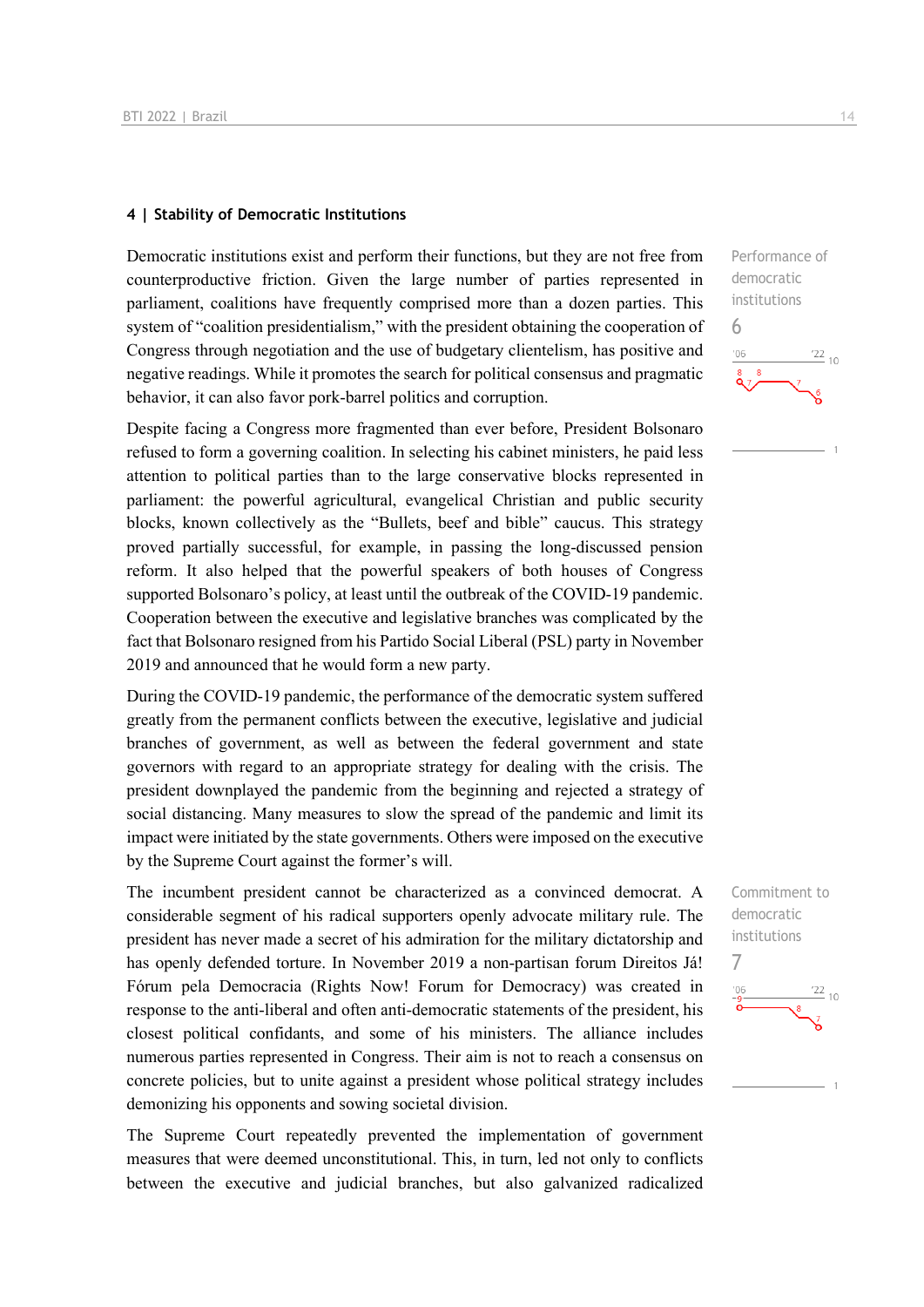## 4 | Stability of Democratic Institutions

Democratic institutions exist and perform their functions, but they are not free from counterproductive friction. Given the large number of parties represented in parliament, coalitions have frequently comprised more than a dozen parties. This system of "coalition presidentialism," with the president obtaining the cooperation of Congress through negotiation and the use of budgetary clientelism, has positive and negative readings. While it promotes the search for political consensus and pragmatic behavior, it can also favor pork-barrel politics and corruption.

Performance of democratic institutions
6

Despite facing a Congress more fragmented than ever before, President Bolsonaro refused to form a governing coalition. In selecting his cabinet ministers, he paid less attention to political parties than to the large conservative blocks represented in parliament: the powerful agricultural, evangelical Christian and public security blocks, known collectively as the "Bullets, beef and bible" caucus. This strategy proved partially successful, for example, in passing the long-discussed pension reform. It also helped that the powerful speakers of both houses of Congress supported Bolsonaro's policy, at least until the outbreak of the COVID-19 pandemic. Cooperation between the executive and legislative branches was complicated by the fact that Bolsonaro resigned from his Partido Social Liberal (PSL) party in November 2019 and announced that he would form a new party.

During the COVID-19 pandemic, the performance of the democratic system suffered greatly from the permanent conflicts between the executive, legislative and judicial branches of government, as well as between the federal government and state governors with regard to an appropriate strategy for dealing with the crisis. The president downplayed the pandemic from the beginning and rejected a strategy of social distancing. Many measures to slow the spread of the pandemic and limit its impact were initiated by the state governments. Others were imposed on the executive by the Supreme Court against the former's will.

The incumbent president cannot be characterized as a convinced democrat. A considerable segment of his radical supporters openly advocate military rule. The president has never made a secret of his admiration for the military dictatorship and has openly defended torture. In November 2019 a non-partisan forum Direitos Já! Fórum pela Democracia (Rights Now! Forum for Democracy) was created in response to the anti-liberal and often anti-democratic statements of the president, his closest political confidants, and some of his ministers. The alliance includes numerous parties represented in Congress. Their aim is not to reach a consensus on concrete policies, but to unite against a president whose political strategy includes demonizing his opponents and sowing societal division.

Commitment to democratic institutions
7

The Supreme Court repeatedly prevented the implementation of government measures that were deemed unconstitutional. This, in turn, led not only to conflicts between the executive and judicial branches, but also galvanized radicalized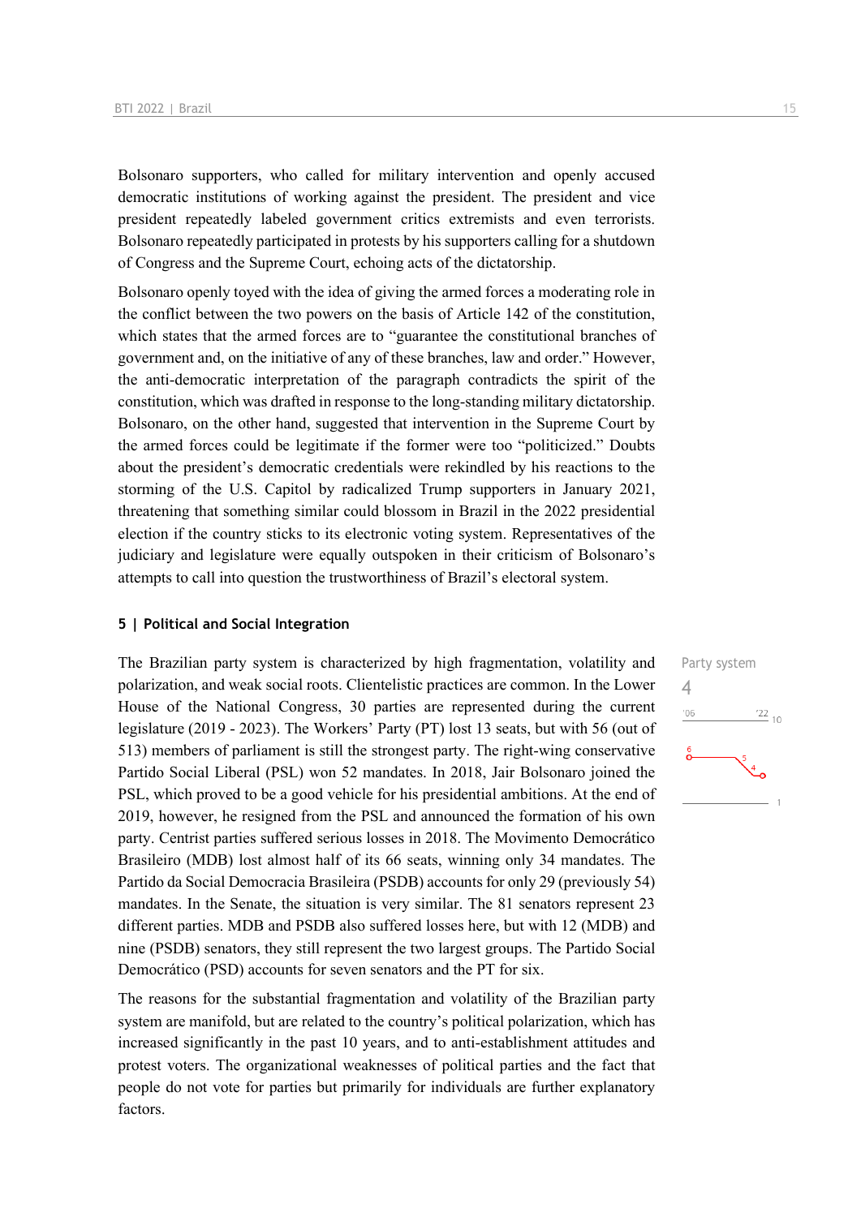Bolsonaro supporters, who called for military intervention and openly accused democratic institutions of working against the president. The president and vice president repeatedly labeled government critics extremists and even terrorists. Bolsonaro repeatedly participated in protests by his supporters calling for a shutdown of Congress and the Supreme Court, echoing acts of the dictatorship.

Bolsonaro openly toyed with the idea of giving the armed forces a moderating role in the conflict between the two powers on the basis of Article 142 of the constitution, which states that the armed forces are to "guarantee the constitutional branches of government and, on the initiative of any of these branches, law and order." However, the anti-democratic interpretation of the paragraph contradicts the spirit of the constitution, which was drafted in response to the long-standing military dictatorship. Bolsonaro, on the other hand, suggested that intervention in the Supreme Court by the armed forces could be legitimate if the former were too "politicized." Doubts about the president's democratic credentials were rekindled by his reactions to the storming of the U.S. Capitol by radicalized Trump supporters in January 2021, threatening that something similar could blossom in Brazil in the 2022 presidential election if the country sticks to its electronic voting system. Representatives of the judiciary and legislature were equally outspoken in their criticism of Bolsonaro's attempts to call into question the trustworthiness of Brazil's electoral system.

## 5 | Political and Social Integration

Party system
4

The Brazilian party system is characterized by high fragmentation, volatility and polarization, and weak social roots. Clientelistic practices are common. In the Lower House of the National Congress, 30 parties are represented during the current legislature (2019 - 2023). The Workers' Party (PT) lost 13 seats, but with 56 (out of 513) members of parliament is still the strongest party. The right-wing conservative Partido Social Liberal (PSL) won 52 mandates. In 2018, Jair Bolsonaro joined the PSL, which proved to be a good vehicle for his presidential ambitions. At the end of 2019, however, he resigned from the PSL and announced the formation of his own party. Centrist parties suffered serious losses in 2018. The Movimento Democrático Brasileiro (MDB) lost almost half of its 66 seats, winning only 34 mandates. The Partido da Social Democracia Brasileira (PSDB) accounts for only 29 (previously 54) mandates. In the Senate, the situation is very similar. The 81 senators represent 23 different parties. MDB and PSDB also suffered losses here, but with 12 (MDB) and nine (PSDB) senators, they still represent the two largest groups. The Partido Social Democrático (PSD) accounts for seven senators and the PT for six.

The reasons for the substantial fragmentation and volatility of the Brazilian party system are manifold, but are related to the country's political polarization, which has increased significantly in the past 10 years, and to anti-establishment attitudes and protest voters. The organizational weaknesses of political parties and the fact that people do not vote for parties but primarily for individuals are further explanatory factors.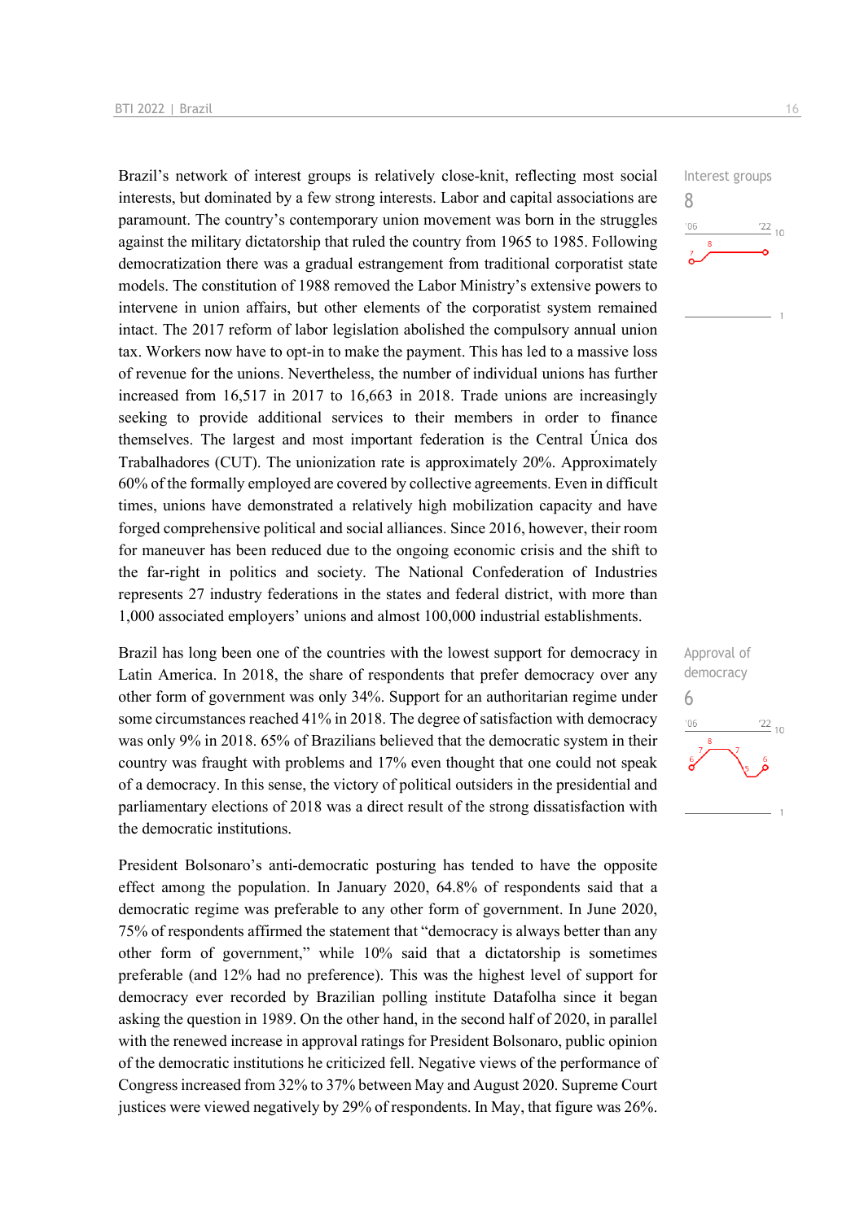Brazil's network of interest groups is relatively close-knit, reflecting most social interests, but dominated by a few strong interests. Labor and capital associations are paramount. The country's contemporary union movement was born in the struggles against the military dictatorship that ruled the country from 1965 to 1985. Following democratization there was a gradual estrangement from traditional corporatist state models. The constitution of 1988 removed the Labor Ministry's extensive powers to intervene in union affairs, but other elements of the corporatist system remained intact. The 2017 reform of labor legislation abolished the compulsory annual union tax. Workers now have to opt-in to make the payment. This has led to a massive loss of revenue for the unions. Nevertheless, the number of individual unions has further increased from 16,517 in 2017 to 16,663 in 2018. Trade unions are increasingly seeking to provide additional services to their members in order to finance themselves. The largest and most important federation is the Central Única dos Trabalhadores (CUT). The unionization rate is approximately 20%. Approximately 60% of the formally employed are covered by collective agreements. Even in difficult times, unions have demonstrated a relatively high mobilization capacity and have forged comprehensive political and social alliances. Since 2016, however, their room for maneuver has been reduced due to the ongoing economic crisis and the shift to the far-right in politics and society. The National Confederation of Industries represents 27 industry federations in the states and federal district, with more than 1,000 associated employers' unions and almost 100,000 industrial establishments.

Interest groups
8

Brazil has long been one of the countries with the lowest support for democracy in Latin America. In 2018, the share of respondents that prefer democracy over any other form of government was only 34%. Support for an authoritarian regime under some circumstances reached 41% in 2018. The degree of satisfaction with democracy was only 9% in 2018. 65% of Brazilians believed that the democratic system in their country was fraught with problems and 17% even thought that one could not speak of a democracy. In this sense, the victory of political outsiders in the presidential and parliamentary elections of 2018 was a direct result of the strong dissatisfaction with the democratic institutions.

Approval of democracy
6

President Bolsonaro's anti-democratic posturing has tended to have the opposite effect among the population. In January 2020, 64.8% of respondents said that a democratic regime was preferable to any other form of government. In June 2020, 75% of respondents affirmed the statement that "democracy is always better than any other form of government," while 10% said that a dictatorship is sometimes preferable (and 12% had no preference). This was the highest level of support for democracy ever recorded by Brazilian polling institute Datafolha since it began asking the question in 1989. On the other hand, in the second half of 2020, in parallel with the renewed increase in approval ratings for President Bolsonaro, public opinion of the democratic institutions he criticized fell. Negative views of the performance of Congress increased from 32% to 37% between May and August 2020. Supreme Court justices were viewed negatively by 29% of respondents. In May, that figure was 26%.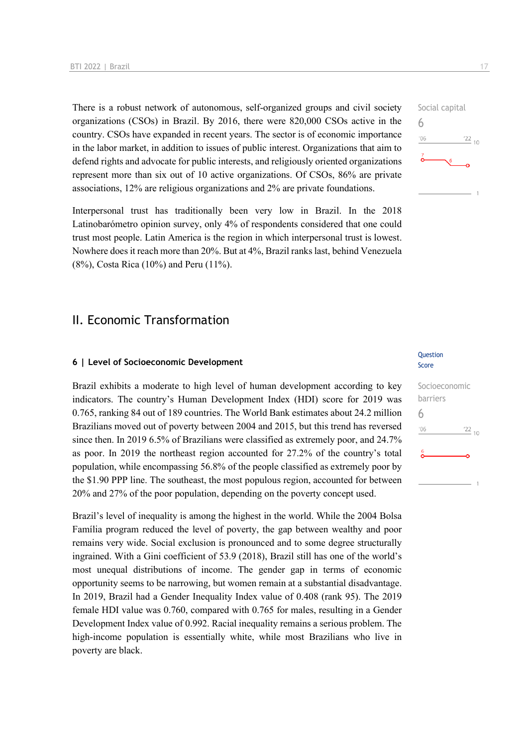There is a robust network of autonomous, self-organized groups and civil society organizations (CSOs) in Brazil. By 2016, there were 820,000 CSOs active in the country. CSOs have expanded in recent years. The sector is of economic importance in the labor market, in addition to issues of public interest. Organizations that aim to defend rights and advocate for public interests, and religiously oriented organizations represent more than six out of 10 active organizations. Of CSOs, 86% are private associations, 12% are religious organizations and 2% are private foundations.

Social capital
6

Interpersonal trust has traditionally been very low in Brazil. In the 2018 Latinobarómetro opinion survey, only 4% of respondents considered that one could trust most people. Latin America is the region in which interpersonal trust is lowest. Nowhere does it reach more than 20%. But at 4%, Brazil ranks last, behind Venezuela (8%), Costa Rica (10%) and Peru (11%).

# II. Economic Transformation

## 6 | Level of Socioeconomic Development

Question Score

Brazil exhibits a moderate to high level of human development according to key indicators. The country's Human Development Index (HDI) score for 2019 was 0.765, ranking 84 out of 189 countries. The World Bank estimates about 24.2 million Brazilians moved out of poverty between 2004 and 2015, but this trend has reversed since then. In 2019 6.5% of Brazilians were classified as extremely poor, and 24.7% as poor. In 2019 the northeast region accounted for 27.2% of the country's total population, while encompassing 56.8% of the people classified as extremely poor by the $1.90 PPP line. The southeast, the most populous region, accounted for between 20% and 27% of the poor population, depending on the poverty concept used.

Socioeconomic barriers
6

Brazil's level of inequality is among the highest in the world. While the 2004 Bolsa Família program reduced the level of poverty, the gap between wealthy and poor remains very wide. Social exclusion is pronounced and to some degree structurally ingrained. With a Gini coefficient of 53.9 (2018), Brazil still has one of the world's most unequal distributions of income. The gender gap in terms of economic opportunity seems to be narrowing, but women remain at a substantial disadvantage. In 2019, Brazil had a Gender Inequality Index value of 0.408 (rank 95). The 2019 female HDI value was 0.760, compared with 0.765 for males, resulting in a Gender Development Index value of 0.992. Racial inequality remains a serious problem. The high-income population is essentially white, while most Brazilians who live in poverty are black.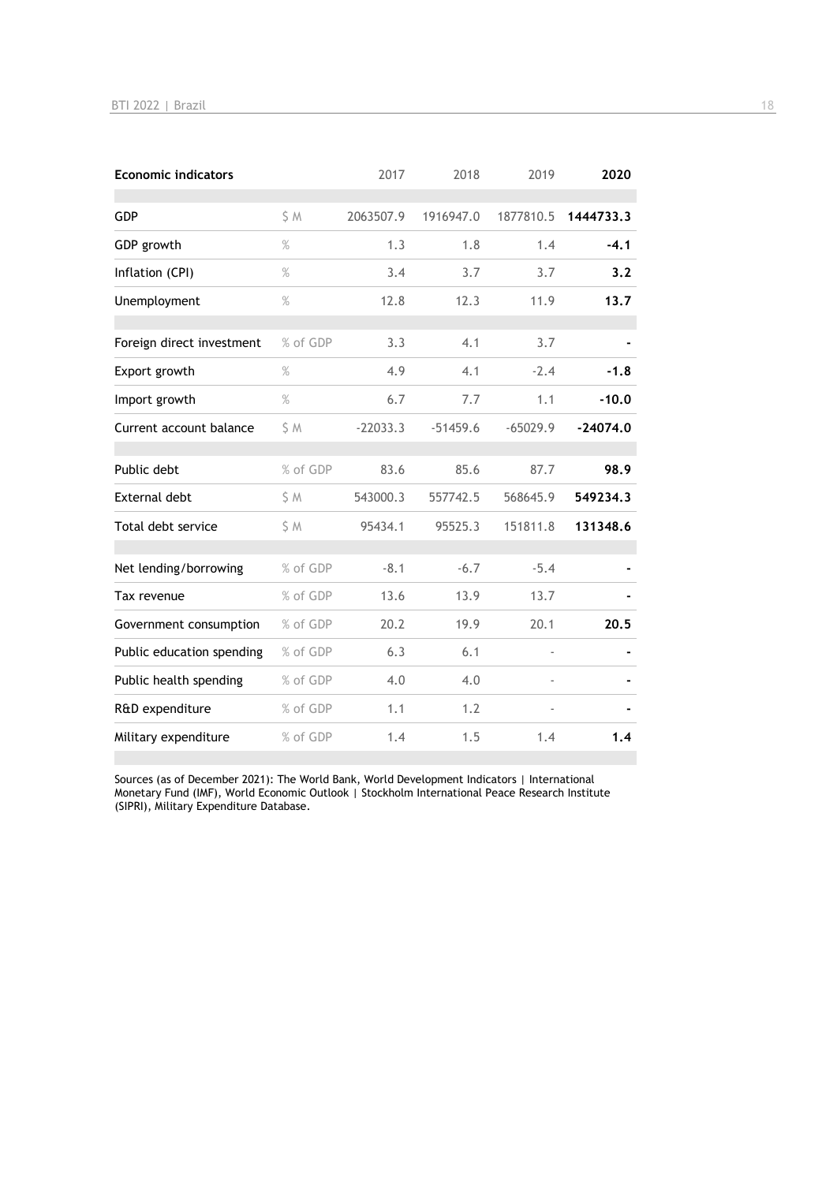| Economic indicators | | 2017 | 2018 | 2019 | **2020** |
|---|---|---|---|---|---|
| GDP | $ M | 2063507.9 | 1916947.0 | 1877810.5 | **1444733.3** |
| GDP growth | % | 1.3 | 1.8 | 1.4 | **-4.1** |
| Inflation (CPI) | % | 3.4 | 3.7 | 3.7 | **3.2** |
| Unemployment | % | 12.8 | 12.3 | 11.9 | **13.7** |
| Foreign direct investment | % of GDP | 3.3 | 4.1 | 3.7 | **-** |
| Export growth | % | 4.9 | 4.1 | -2.4 | **-1.8** |
| Import growth | % | 6.7 | 7.7 | 1.1 | **-10.0** |
| Current account balance | $ M | -22033.3 | -51459.6 | -65029.9 | **-24074.0** |
| Public debt | % of GDP | 83.6 | 85.6 | 87.7 | **98.9** |
| External debt | $ M | 543000.3 | 557742.5 | 568645.9 | **549234.3** |
| Total debt service | $ M | 95434.1 | 95525.3 | 151811.8 | **131348.6** |
| Net lending/borrowing | % of GDP | -8.1 | -6.7 | -5.4 | **-** |
| Tax revenue | % of GDP | 13.6 | 13.9 | 13.7 | **-** |
| Government consumption | % of GDP | 20.2 | 19.9 | 20.1 | **20.5** |
| Public education spending | % of GDP | 6.3 | 6.1 | - | **-** |
| Public health spending | % of GDP | 4.0 | 4.0 | - | **-** |
| R&D expenditure | % of GDP | 1.1 | 1.2 | - | **-** |
| Military expenditure | % of GDP | 1.4 | 1.5 | 1.4 | **1.4** |

Sources (as of December 2021): The World Bank, World Development Indicators | International Monetary Fund (IMF), World Economic Outlook | Stockholm International Peace Research Institute (SIPRI), Military Expenditure Database.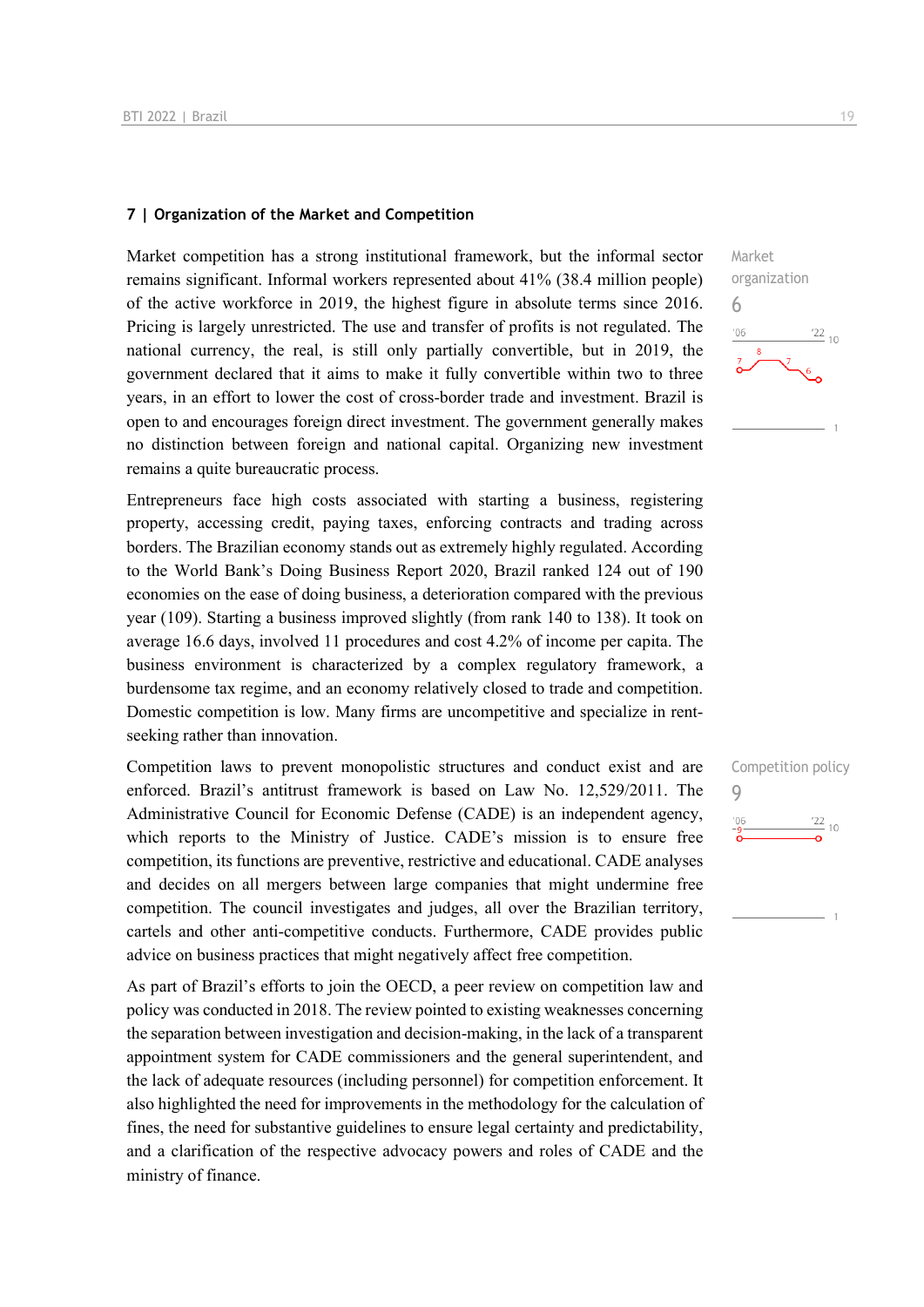## 7 | Organization of the Market and Competition

Market organization
6

Market competition has a strong institutional framework, but the informal sector remains significant. Informal workers represented about 41% (38.4 million people) of the active workforce in 2019, the highest figure in absolute terms since 2016. Pricing is largely unrestricted. The use and transfer of profits is not regulated. The national currency, the real, is still only partially convertible, but in 2019, the government declared that it aims to make it fully convertible within two to three years, in an effort to lower the cost of cross-border trade and investment. Brazil is open to and encourages foreign direct investment. The government generally makes no distinction between foreign and national capital. Organizing new investment remains a quite bureaucratic process.

Entrepreneurs face high costs associated with starting a business, registering property, accessing credit, paying taxes, enforcing contracts and trading across borders. The Brazilian economy stands out as extremely highly regulated. According to the World Bank's Doing Business Report 2020, Brazil ranked 124 out of 190 economies on the ease of doing business, a deterioration compared with the previous year (109). Starting a business improved slightly (from rank 140 to 138). It took on average 16.6 days, involved 11 procedures and cost 4.2% of income per capita. The business environment is characterized by a complex regulatory framework, a burdensome tax regime, and an economy relatively closed to trade and competition. Domestic competition is low. Many firms are uncompetitive and specialize in rent-seeking rather than innovation.

Competition policy
9

Competition laws to prevent monopolistic structures and conduct exist and are enforced. Brazil's antitrust framework is based on Law No. 12,529/2011. The Administrative Council for Economic Defense (CADE) is an independent agency, which reports to the Ministry of Justice. CADE's mission is to ensure free competition, its functions are preventive, restrictive and educational. CADE analyses and decides on all mergers between large companies that might undermine free competition. The council investigates and judges, all over the Brazilian territory, cartels and other anti-competitive conducts. Furthermore, CADE provides public advice on business practices that might negatively affect free competition.

As part of Brazil's efforts to join the OECD, a peer review on competition law and policy was conducted in 2018. The review pointed to existing weaknesses concerning the separation between investigation and decision-making, in the lack of a transparent appointment system for CADE commissioners and the general superintendent, and the lack of adequate resources (including personnel) for competition enforcement. It also highlighted the need for improvements in the methodology for the calculation of fines, the need for substantive guidelines to ensure legal certainty and predictability, and a clarification of the respective advocacy powers and roles of CADE and the ministry of finance.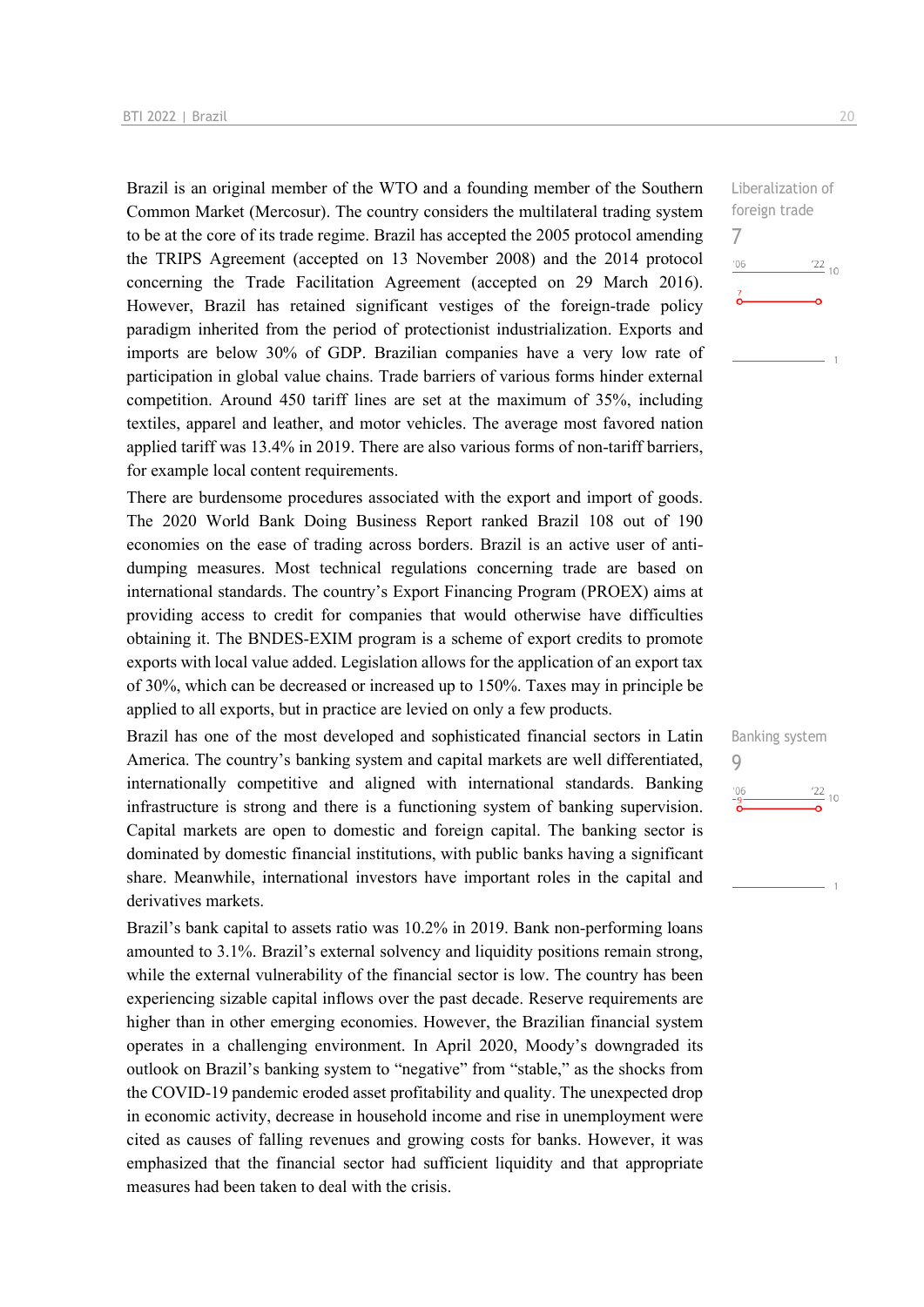Brazil is an original member of the WTO and a founding member of the Southern Common Market (Mercosur). The country considers the multilateral trading system to be at the core of its trade regime. Brazil has accepted the 2005 protocol amending the TRIPS Agreement (accepted on 13 November 2008) and the 2014 protocol concerning the Trade Facilitation Agreement (accepted on 29 March 2016). However, Brazil has retained significant vestiges of the foreign-trade policy paradigm inherited from the period of protectionist industrialization. Exports and imports are below 30% of GDP. Brazilian companies have a very low rate of participation in global value chains. Trade barriers of various forms hinder external competition. Around 450 tariff lines are set at the maximum of 35%, including textiles, apparel and leather, and motor vehicles. The average most favored nation applied tariff was 13.4% in 2019. There are also various forms of non-tariff barriers, for example local content requirements.

Liberalization of foreign trade
7

There are burdensome procedures associated with the export and import of goods. The 2020 World Bank Doing Business Report ranked Brazil 108 out of 190 economies on the ease of trading across borders. Brazil is an active user of anti-dumping measures. Most technical regulations concerning trade are based on international standards. The country's Export Financing Program (PROEX) aims at providing access to credit for companies that would otherwise have difficulties obtaining it. The BNDES-EXIM program is a scheme of export credits to promote exports with local value added. Legislation allows for the application of an export tax of 30%, which can be decreased or increased up to 150%. Taxes may in principle be applied to all exports, but in practice are levied on only a few products.

Brazil has one of the most developed and sophisticated financial sectors in Latin America. The country's banking system and capital markets are well differentiated, internationally competitive and aligned with international standards. Banking infrastructure is strong and there is a functioning system of banking supervision. Capital markets are open to domestic and foreign capital. The banking sector is dominated by domestic financial institutions, with public banks having a significant share. Meanwhile, international investors have important roles in the capital and derivatives markets.

Banking system
9

Brazil's bank capital to assets ratio was 10.2% in 2019. Bank non-performing loans amounted to 3.1%. Brazil's external solvency and liquidity positions remain strong, while the external vulnerability of the financial sector is low. The country has been experiencing sizable capital inflows over the past decade. Reserve requirements are higher than in other emerging economies. However, the Brazilian financial system operates in a challenging environment. In April 2020, Moody's downgraded its outlook on Brazil's banking system to "negative" from "stable," as the shocks from the COVID-19 pandemic eroded asset profitability and quality. The unexpected drop in economic activity, decrease in household income and rise in unemployment were cited as causes of falling revenues and growing costs for banks. However, it was emphasized that the financial sector had sufficient liquidity and that appropriate measures had been taken to deal with the crisis.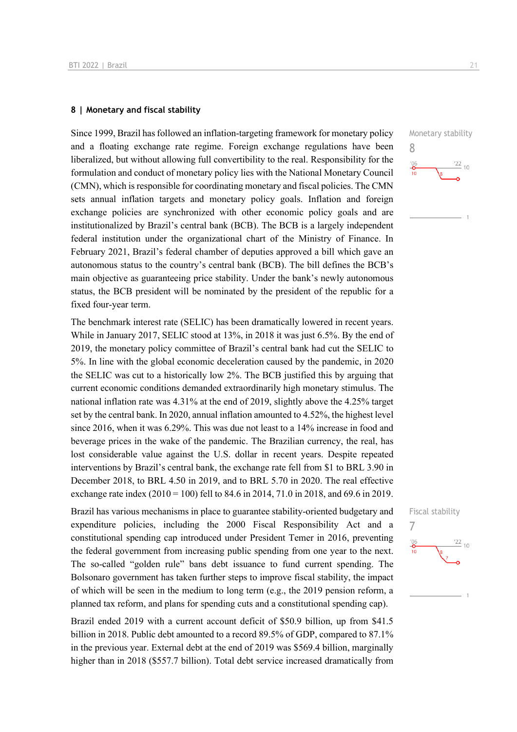### 8 | Monetary and fiscal stability

Monetary stability

8

Since 1999, Brazil has followed an inflation-targeting framework for monetary policy and a floating exchange rate regime. Foreign exchange regulations have been liberalized, but without allowing full convertibility to the real. Responsibility for the formulation and conduct of monetary policy lies with the National Monetary Council (CMN), which is responsible for coordinating monetary and fiscal policies. The CMN sets annual inflation targets and monetary policy goals. Inflation and foreign exchange policies are synchronized with other economic policy goals and are institutionalized by Brazil's central bank (BCB). The BCB is a largely independent federal institution under the organizational chart of the Ministry of Finance. In February 2021, Brazil's federal chamber of deputies approved a bill which gave an autonomous status to the country's central bank (BCB). The bill defines the BCB's main objective as guaranteeing price stability. Under the bank's newly autonomous status, the BCB president will be nominated by the president of the republic for a fixed four-year term.

The benchmark interest rate (SELIC) has been dramatically lowered in recent years. While in January 2017, SELIC stood at 13%, in 2018 it was just 6.5%. By the end of 2019, the monetary policy committee of Brazil's central bank had cut the SELIC to 5%. In line with the global economic deceleration caused by the pandemic, in 2020 the SELIC was cut to a historically low 2%. The BCB justified this by arguing that current economic conditions demanded extraordinarily high monetary stimulus. The national inflation rate was 4.31% at the end of 2019, slightly above the 4.25% target set by the central bank. In 2020, annual inflation amounted to 4.52%, the highest level since 2016, when it was 6.29%. This was due not least to a 14% increase in food and beverage prices in the wake of the pandemic. The Brazilian currency, the real, has lost considerable value against the U.S. dollar in recent years. Despite repeated interventions by Brazil's central bank, the exchange rate fell from $1 to BRL 3.90 in December 2018, to BRL 4.50 in 2019, and to BRL 5.70 in 2020. The real effective exchange rate index (2010 = 100) fell to 84.6 in 2014, 71.0 in 2018, and 69.6 in 2019.

Fiscal stability

7

Brazil has various mechanisms in place to guarantee stability-oriented budgetary and expenditure policies, including the 2000 Fiscal Responsibility Act and a constitutional spending cap introduced under President Temer in 2016, preventing the federal government from increasing public spending from one year to the next. The so-called "golden rule" bans debt issuance to fund current spending. The Bolsonaro government has taken further steps to improve fiscal stability, the impact of which will be seen in the medium to long term (e.g., the 2019 pension reform, a planned tax reform, and plans for spending cuts and a constitutional spending cap).

Brazil ended 2019 with a current account deficit of $50.9 billion, up from $41.5 billion in 2018. Public debt amounted to a record 89.5% of GDP, compared to 87.1% in the previous year. External debt at the end of 2019 was $569.4 billion, marginally higher than in 2018 ($557.7 billion). Total debt service increased dramatically from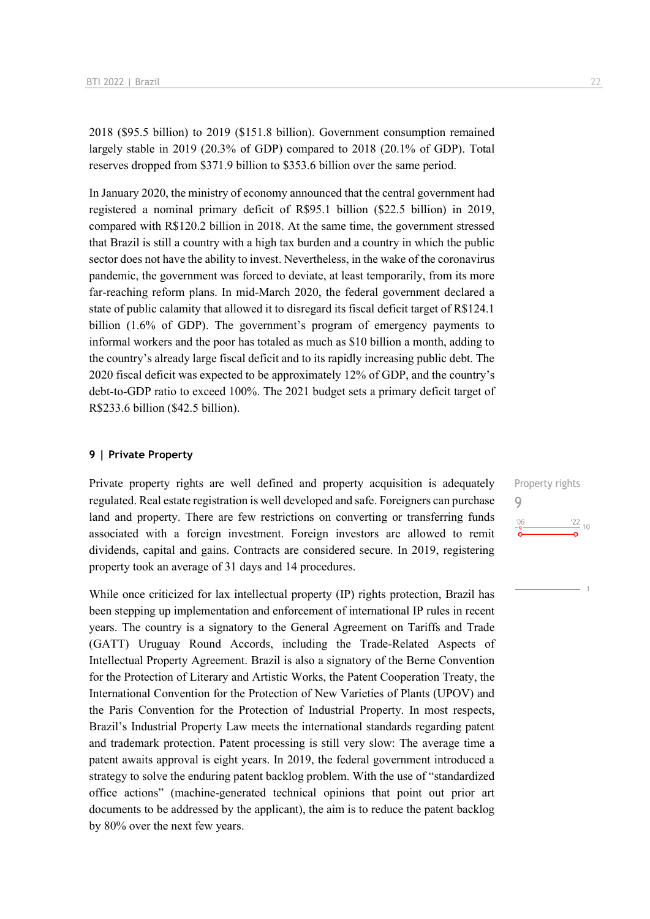2018 ($95.5 billion) to 2019 ($151.8 billion). Government consumption remained largely stable in 2019 (20.3% of GDP) compared to 2018 (20.1% of GDP). Total reserves dropped from $371.9 billion to $353.6 billion over the same period.

In January 2020, the ministry of economy announced that the central government had registered a nominal primary deficit of R$95.1 billion ($22.5 billion) in 2019, compared with R$120.2 billion in 2018. At the same time, the government stressed that Brazil is still a country with a high tax burden and a country in which the public sector does not have the ability to invest. Nevertheless, in the wake of the coronavirus pandemic, the government was forced to deviate, at least temporarily, from its more far-reaching reform plans. In mid-March 2020, the federal government declared a state of public calamity that allowed it to disregard its fiscal deficit target of R$124.1 billion (1.6% of GDP). The government's program of emergency payments to informal workers and the poor has totaled as much as $10 billion a month, adding to the country's already large fiscal deficit and to its rapidly increasing public debt. The 2020 fiscal deficit was expected to be approximately 12% of GDP, and the country's debt-to-GDP ratio to exceed 100%. The 2021 budget sets a primary deficit target of R$233.6 billion ($42.5 billion).

#### 9 | Private Property

Property rights
9

Private property rights are well defined and property acquisition is adequately regulated. Real estate registration is well developed and safe. Foreigners can purchase land and property. There are few restrictions on converting or transferring funds associated with a foreign investment. Foreign investors are allowed to remit dividends, capital and gains. Contracts are considered secure. In 2019, registering property took an average of 31 days and 14 procedures.

While once criticized for lax intellectual property (IP) rights protection, Brazil has been stepping up implementation and enforcement of international IP rules in recent years. The country is a signatory to the General Agreement on Tariffs and Trade (GATT) Uruguay Round Accords, including the Trade-Related Aspects of Intellectual Property Agreement. Brazil is also a signatory of the Berne Convention for the Protection of Literary and Artistic Works, the Patent Cooperation Treaty, the International Convention for the Protection of New Varieties of Plants (UPOV) and the Paris Convention for the Protection of Industrial Property. In most respects, Brazil's Industrial Property Law meets the international standards regarding patent and trademark protection. Patent processing is still very slow: The average time a patent awaits approval is eight years. In 2019, the federal government introduced a strategy to solve the enduring patent backlog problem. With the use of "standardized office actions" (machine-generated technical opinions that point out prior art documents to be addressed by the applicant), the aim is to reduce the patent backlog by 80% over the next few years.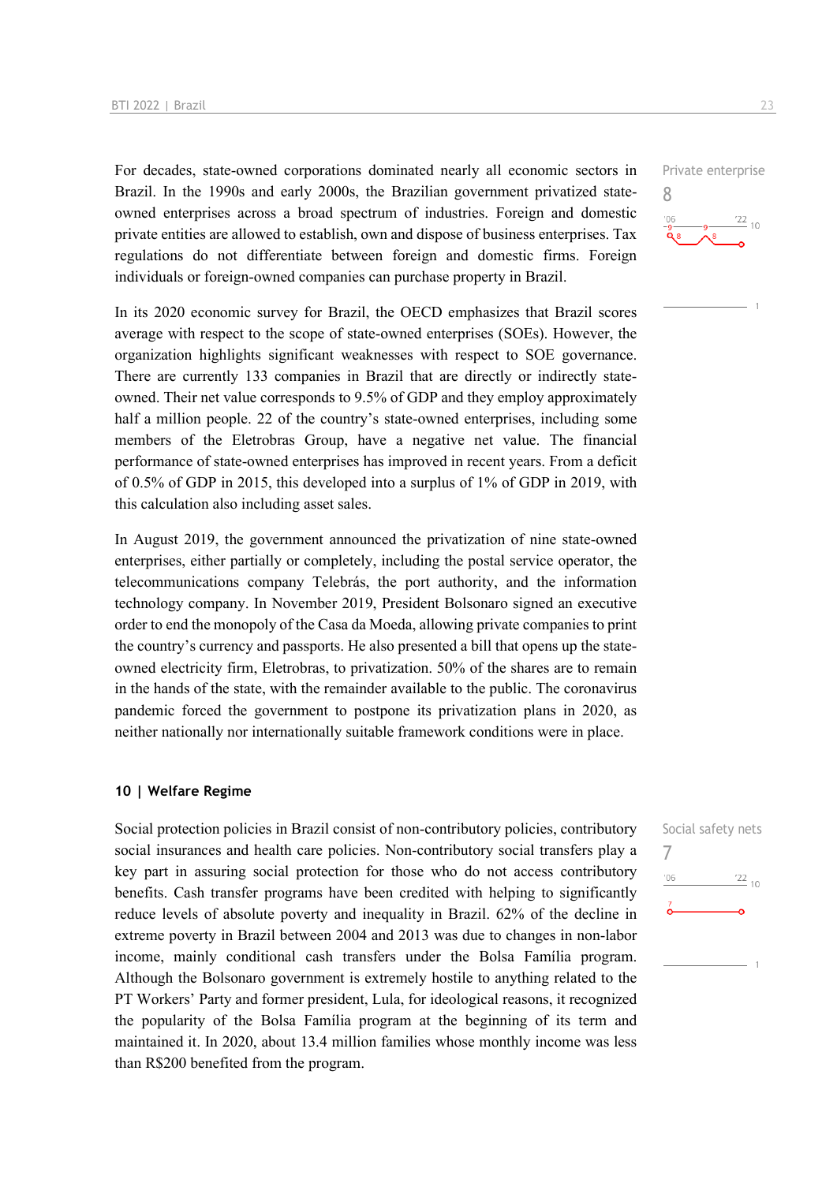For decades, state-owned corporations dominated nearly all economic sectors in Brazil. In the 1990s and early 2000s, the Brazilian government privatized state-owned enterprises across a broad spectrum of industries. Foreign and domestic private entities are allowed to establish, own and dispose of business enterprises. Tax regulations do not differentiate between foreign and domestic firms. Foreign individuals or foreign-owned companies can purchase property in Brazil.

Private enterprise
8

In its 2020 economic survey for Brazil, the OECD emphasizes that Brazil scores average with respect to the scope of state-owned enterprises (SOEs). However, the organization highlights significant weaknesses with respect to SOE governance. There are currently 133 companies in Brazil that are directly or indirectly state-owned. Their net value corresponds to 9.5% of GDP and they employ approximately half a million people. 22 of the country's state-owned enterprises, including some members of the Eletrobras Group, have a negative net value. The financial performance of state-owned enterprises has improved in recent years. From a deficit of 0.5% of GDP in 2015, this developed into a surplus of 1% of GDP in 2019, with this calculation also including asset sales.

In August 2019, the government announced the privatization of nine state-owned enterprises, either partially or completely, including the postal service operator, the telecommunications company Telebrás, the port authority, and the information technology company. In November 2019, President Bolsonaro signed an executive order to end the monopoly of the Casa da Moeda, allowing private companies to print the country's currency and passports. He also presented a bill that opens up the state-owned electricity firm, Eletrobras, to privatization. 50% of the shares are to remain in the hands of the state, with the remainder available to the public. The coronavirus pandemic forced the government to postpone its privatization plans in 2020, as neither nationally nor internationally suitable framework conditions were in place.

## 10 | Welfare Regime

Social protection policies in Brazil consist of non-contributory policies, contributory social insurances and health care policies. Non-contributory social transfers play a key part in assuring social protection for those who do not access contributory benefits. Cash transfer programs have been credited with helping to significantly reduce levels of absolute poverty and inequality in Brazil. 62% of the decline in extreme poverty in Brazil between 2004 and 2013 was due to changes in non-labor income, mainly conditional cash transfers under the Bolsa Família program. Although the Bolsonaro government is extremely hostile to anything related to the PT Workers' Party and former president, Lula, for ideological reasons, it recognized the popularity of the Bolsa Família program at the beginning of its term and maintained it. In 2020, about 13.4 million families whose monthly income was less than R$200 benefited from the program.

Social safety nets
7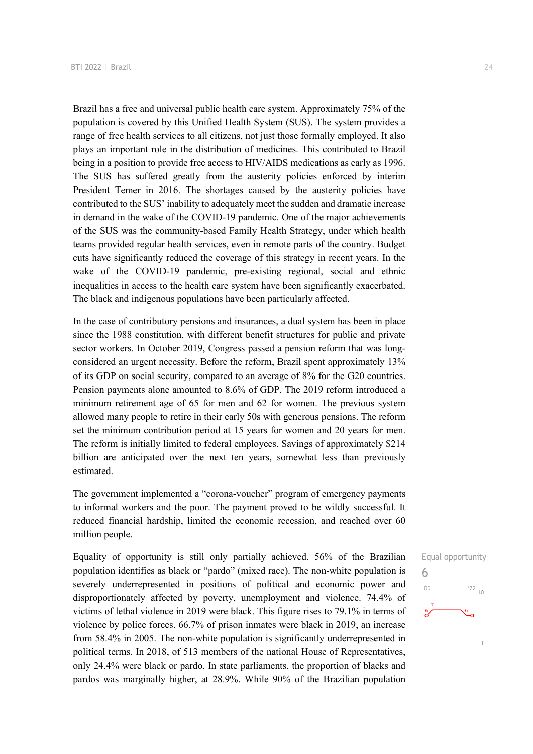Brazil has a free and universal public health care system. Approximately 75% of the population is covered by this Unified Health System (SUS). The system provides a range of free health services to all citizens, not just those formally employed. It also plays an important role in the distribution of medicines. This contributed to Brazil being in a position to provide free access to HIV/AIDS medications as early as 1996. The SUS has suffered greatly from the austerity policies enforced by interim President Temer in 2016. The shortages caused by the austerity policies have contributed to the SUS' inability to adequately meet the sudden and dramatic increase in demand in the wake of the COVID-19 pandemic. One of the major achievements of the SUS was the community-based Family Health Strategy, under which health teams provided regular health services, even in remote parts of the country. Budget cuts have significantly reduced the coverage of this strategy in recent years. In the wake of the COVID-19 pandemic, pre-existing regional, social and ethnic inequalities in access to the health care system have been significantly exacerbated. The black and indigenous populations have been particularly affected.

In the case of contributory pensions and insurances, a dual system has been in place since the 1988 constitution, with different benefit structures for public and private sector workers. In October 2019, Congress passed a pension reform that was long-considered an urgent necessity. Before the reform, Brazil spent approximately 13% of its GDP on social security, compared to an average of 8% for the G20 countries. Pension payments alone amounted to 8.6% of GDP. The 2019 reform introduced a minimum retirement age of 65 for men and 62 for women. The previous system allowed many people to retire in their early 50s with generous pensions. The reform set the minimum contribution period at 15 years for women and 20 years for men. The reform is initially limited to federal employees. Savings of approximately $214 billion are anticipated over the next ten years, somewhat less than previously estimated.

The government implemented a "corona-voucher" program of emergency payments to informal workers and the poor. The payment proved to be wildly successful. It reduced financial hardship, limited the economic recession, and reached over 60 million people.

Equal opportunity
6

Equality of opportunity is still only partially achieved. 56% of the Brazilian population identifies as black or "pardo" (mixed race). The non-white population is severely underrepresented in positions of political and economic power and disproportionately affected by poverty, unemployment and violence. 74.4% of victims of lethal violence in 2019 were black. This figure rises to 79.1% in terms of violence by police forces. 66.7% of prison inmates were black in 2019, an increase from 58.4% in 2005. The non-white population is significantly underrepresented in political terms. In 2018, of 513 members of the national House of Representatives, only 24.4% were black or pardo. In state parliaments, the proportion of blacks and pardos was marginally higher, at 28.9%. While 90% of the Brazilian population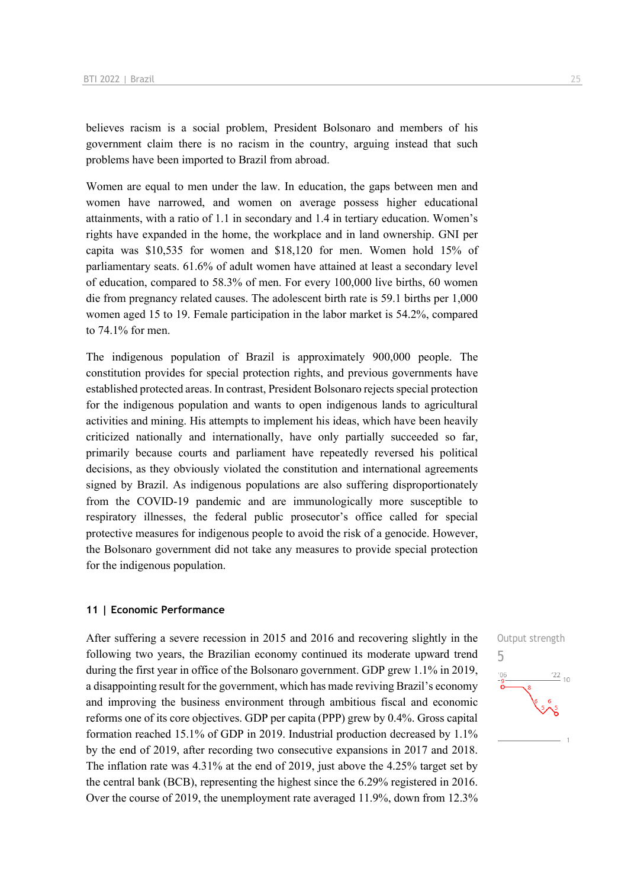believes racism is a social problem, President Bolsonaro and members of his government claim there is no racism in the country, arguing instead that such problems have been imported to Brazil from abroad.

Women are equal to men under the law. In education, the gaps between men and women have narrowed, and women on average possess higher educational attainments, with a ratio of 1.1 in secondary and 1.4 in tertiary education. Women's rights have expanded in the home, the workplace and in land ownership. GNI per capita was $10,535 for women and $18,120 for men. Women hold 15% of parliamentary seats. 61.6% of adult women have attained at least a secondary level of education, compared to 58.3% of men. For every 100,000 live births, 60 women die from pregnancy related causes. The adolescent birth rate is 59.1 births per 1,000 women aged 15 to 19. Female participation in the labor market is 54.2%, compared to 74.1% for men.

The indigenous population of Brazil is approximately 900,000 people. The constitution provides for special protection rights, and previous governments have established protected areas. In contrast, President Bolsonaro rejects special protection for the indigenous population and wants to open indigenous lands to agricultural activities and mining. His attempts to implement his ideas, which have been heavily criticized nationally and internationally, have only partially succeeded so far, primarily because courts and parliament have repeatedly reversed his political decisions, as they obviously violated the constitution and international agreements signed by Brazil. As indigenous populations are also suffering disproportionately from the COVID-19 pandemic and are immunologically more susceptible to respiratory illnesses, the federal public prosecutor's office called for special protective measures for indigenous people to avoid the risk of a genocide. However, the Bolsonaro government did not take any measures to provide special protection for the indigenous population.

## 11 | Economic Performance

Output strength
5

After suffering a severe recession in 2015 and 2016 and recovering slightly in the following two years, the Brazilian economy continued its moderate upward trend during the first year in office of the Bolsonaro government. GDP grew 1.1% in 2019, a disappointing result for the government, which has made reviving Brazil's economy and improving the business environment through ambitious fiscal and economic reforms one of its core objectives. GDP per capita (PPP) grew by 0.4%. Gross capital formation reached 15.1% of GDP in 2019. Industrial production decreased by 1.1% by the end of 2019, after recording two consecutive expansions in 2017 and 2018. The inflation rate was 4.31% at the end of 2019, just above the 4.25% target set by the central bank (BCB), representing the highest since the 6.29% registered in 2016. Over the course of 2019, the unemployment rate averaged 11.9%, down from 12.3%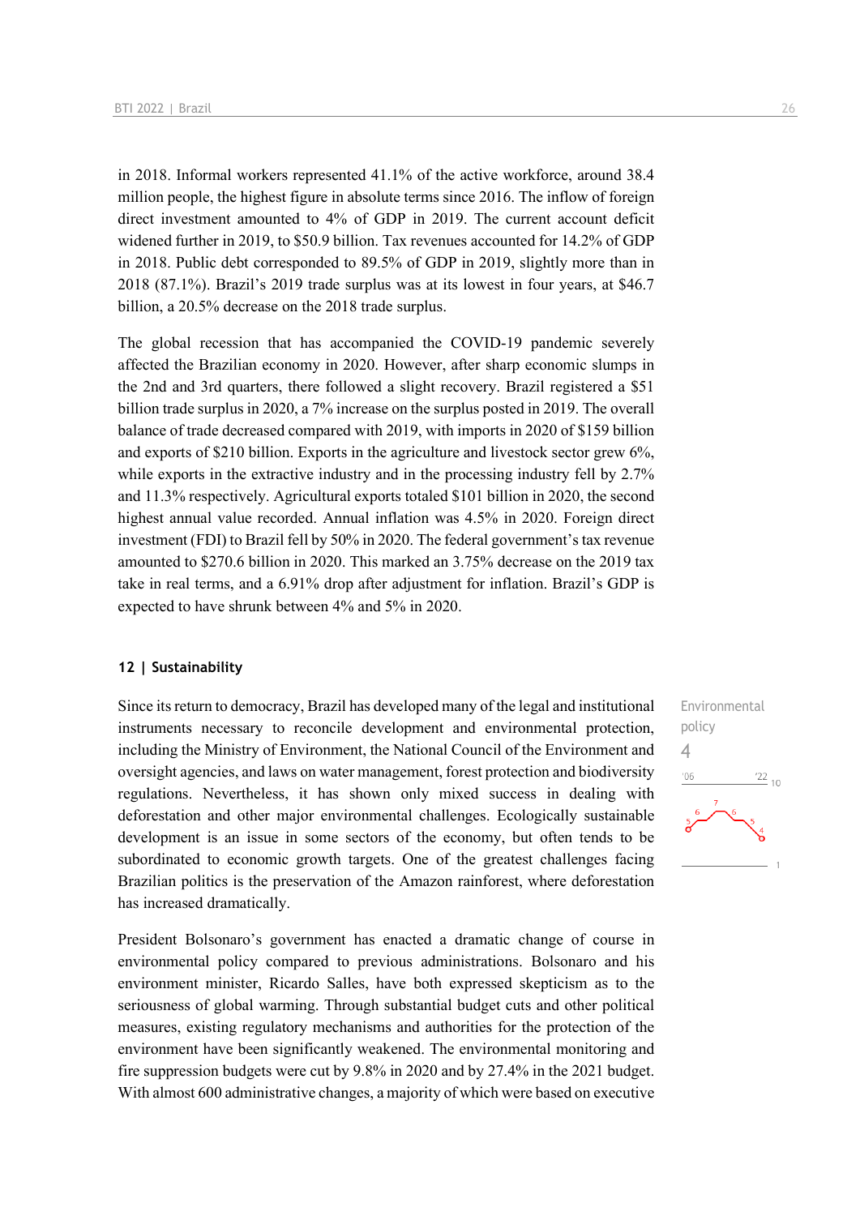in 2018. Informal workers represented 41.1% of the active workforce, around 38.4 million people, the highest figure in absolute terms since 2016. The inflow of foreign direct investment amounted to 4% of GDP in 2019. The current account deficit widened further in 2019, to $50.9 billion. Tax revenues accounted for 14.2% of GDP in 2018. Public debt corresponded to 89.5% of GDP in 2019, slightly more than in 2018 (87.1%). Brazil's 2019 trade surplus was at its lowest in four years, at $46.7 billion, a 20.5% decrease on the 2018 trade surplus.

The global recession that has accompanied the COVID-19 pandemic severely affected the Brazilian economy in 2020. However, after sharp economic slumps in the 2nd and 3rd quarters, there followed a slight recovery. Brazil registered a $51 billion trade surplus in 2020, a 7% increase on the surplus posted in 2019. The overall balance of trade decreased compared with 2019, with imports in 2020 of $159 billion and exports of $210 billion. Exports in the agriculture and livestock sector grew 6%, while exports in the extractive industry and in the processing industry fell by 2.7% and 11.3% respectively. Agricultural exports totaled $101 billion in 2020, the second highest annual value recorded. Annual inflation was 4.5% in 2020. Foreign direct investment (FDI) to Brazil fell by 50% in 2020. The federal government's tax revenue amounted to $270.6 billion in 2020. This marked an 3.75% decrease on the 2019 tax take in real terms, and a 6.91% drop after adjustment for inflation. Brazil's GDP is expected to have shrunk between 4% and 5% in 2020.

## 12 | Sustainability

Environmental policy
4

Since its return to democracy, Brazil has developed many of the legal and institutional instruments necessary to reconcile development and environmental protection, including the Ministry of Environment, the National Council of the Environment and oversight agencies, and laws on water management, forest protection and biodiversity regulations. Nevertheless, it has shown only mixed success in dealing with deforestation and other major environmental challenges. Ecologically sustainable development is an issue in some sectors of the economy, but often tends to be subordinated to economic growth targets. One of the greatest challenges facing Brazilian politics is the preservation of the Amazon rainforest, where deforestation has increased dramatically.

President Bolsonaro's government has enacted a dramatic change of course in environmental policy compared to previous administrations. Bolsonaro and his environment minister, Ricardo Salles, have both expressed skepticism as to the seriousness of global warming. Through substantial budget cuts and other political measures, existing regulatory mechanisms and authorities for the protection of the environment have been significantly weakened. The environmental monitoring and fire suppression budgets were cut by 9.8% in 2020 and by 27.4% in the 2021 budget. With almost 600 administrative changes, a majority of which were based on executive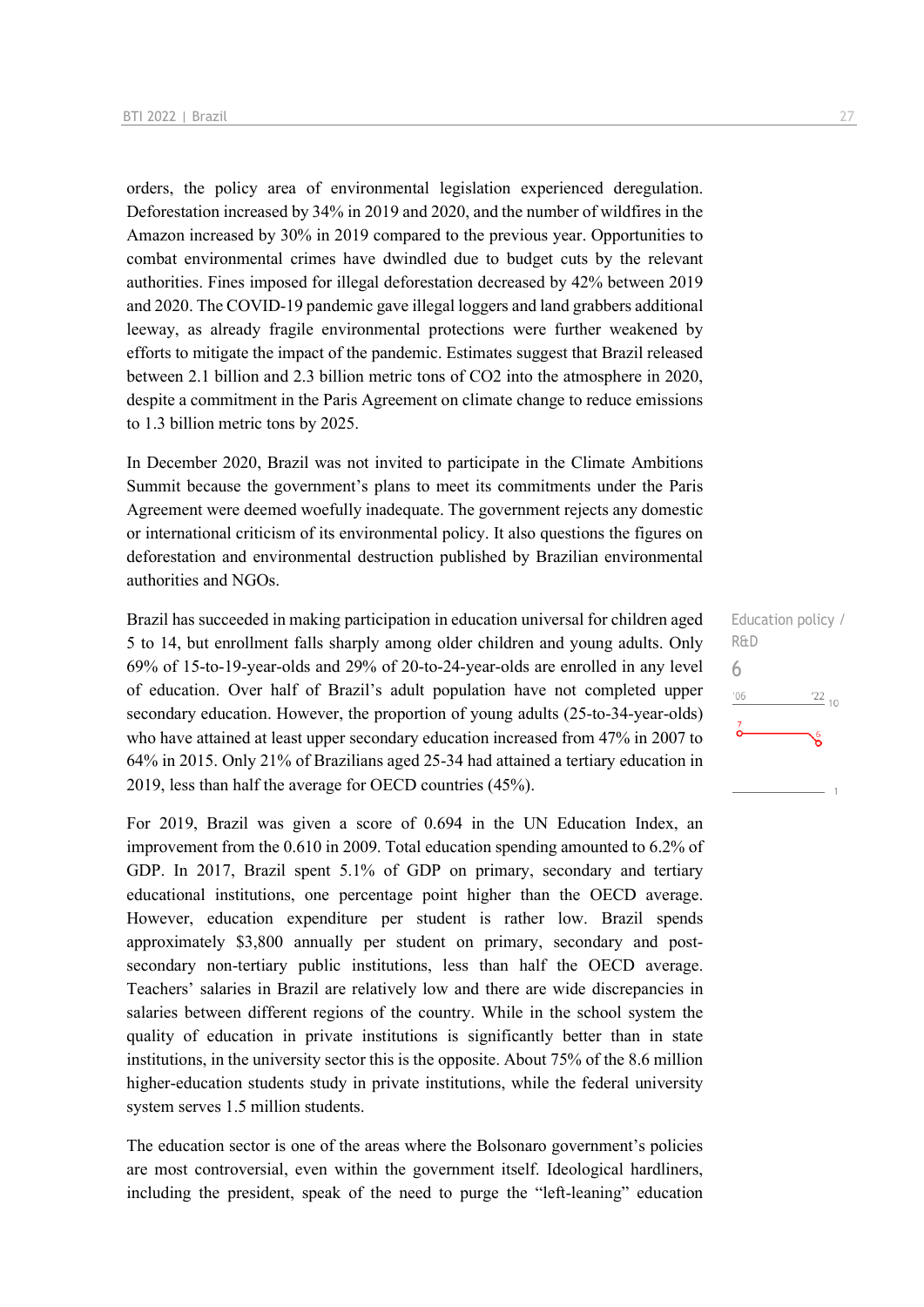orders, the policy area of environmental legislation experienced deregulation. Deforestation increased by 34% in 2019 and 2020, and the number of wildfires in the Amazon increased by 30% in 2019 compared to the previous year. Opportunities to combat environmental crimes have dwindled due to budget cuts by the relevant authorities. Fines imposed for illegal deforestation decreased by 42% between 2019 and 2020. The COVID-19 pandemic gave illegal loggers and land grabbers additional leeway, as already fragile environmental protections were further weakened by efforts to mitigate the impact of the pandemic. Estimates suggest that Brazil released between 2.1 billion and 2.3 billion metric tons of $CO_2$ into the atmosphere in 2020, despite a commitment in the Paris Agreement on climate change to reduce emissions to 1.3 billion metric tons by 2025.

In December 2020, Brazil was not invited to participate in the Climate Ambitions Summit because the government's plans to meet its commitments under the Paris Agreement were deemed woefully inadequate. The government rejects any domestic or international criticism of its environmental policy. It also questions the figures on deforestation and environmental destruction published by Brazilian environmental authorities and NGOs.

Education policy / R&D

6

'06 '22 10

7 6

1

Brazil has succeeded in making participation in education universal for children aged 5 to 14, but enrollment falls sharply among older children and young adults. Only 69% of 15-to-19-year-olds and 29% of 20-to-24-year-olds are enrolled in any level of education. Over half of Brazil's adult population have not completed upper secondary education. However, the proportion of young adults (25-to-34-year-olds) who have attained at least upper secondary education increased from 47% in 2007 to 64% in 2015. Only 21% of Brazilians aged 25-34 had attained a tertiary education in 2019, less than half the average for OECD countries (45%).

For 2019, Brazil was given a score of 0.694 in the UN Education Index, an improvement from the 0.610 in 2009. Total education spending amounted to 6.2% of GDP. In 2017, Brazil spent 5.1% of GDP on primary, secondary and tertiary educational institutions, one percentage point higher than the OECD average. However, education expenditure per student is rather low. Brazil spends approximately $3,800 annually per student on primary, secondary and post-secondary non-tertiary public institutions, less than half the OECD average. Teachers' salaries in Brazil are relatively low and there are wide discrepancies in salaries between different regions of the country. While in the school system the quality of education in private institutions is significantly better than in state institutions, in the university sector this is the opposite. About 75% of the 8.6 million higher-education students study in private institutions, while the federal university system serves 1.5 million students.

The education sector is one of the areas where the Bolsonaro government's policies are most controversial, even within the government itself. Ideological hardliners, including the president, speak of the need to purge the "left-leaning" education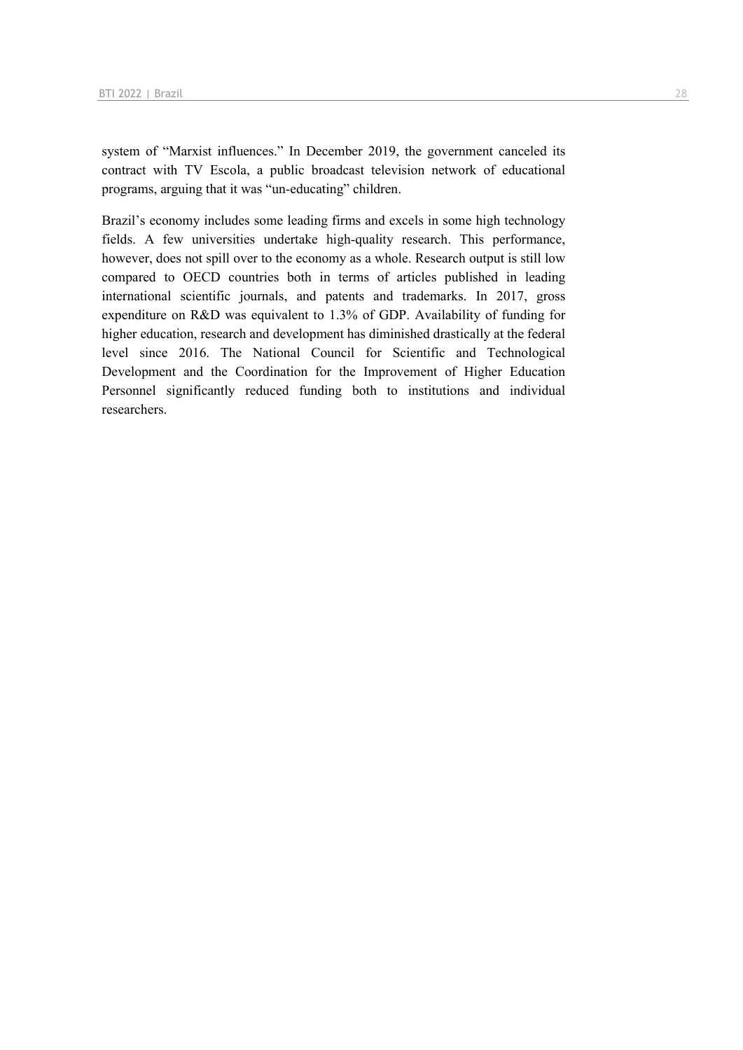system of “Marxist influences.” In December 2019, the government canceled its contract with TV Escola, a public broadcast television network of educational programs, arguing that it was “un-educating” children.

Brazil’s economy includes some leading firms and excels in some high technology fields. A few universities undertake high-quality research. This performance, however, does not spill over to the economy as a whole. Research output is still low compared to OECD countries both in terms of articles published in leading international scientific journals, and patents and trademarks. In 2017, gross expenditure on R&D was equivalent to 1.3% of GDP. Availability of funding for higher education, research and development has diminished drastically at the federal level since 2016. The National Council for Scientific and Technological Development and the Coordination for the Improvement of Higher Education Personnel significantly reduced funding both to institutions and individual researchers.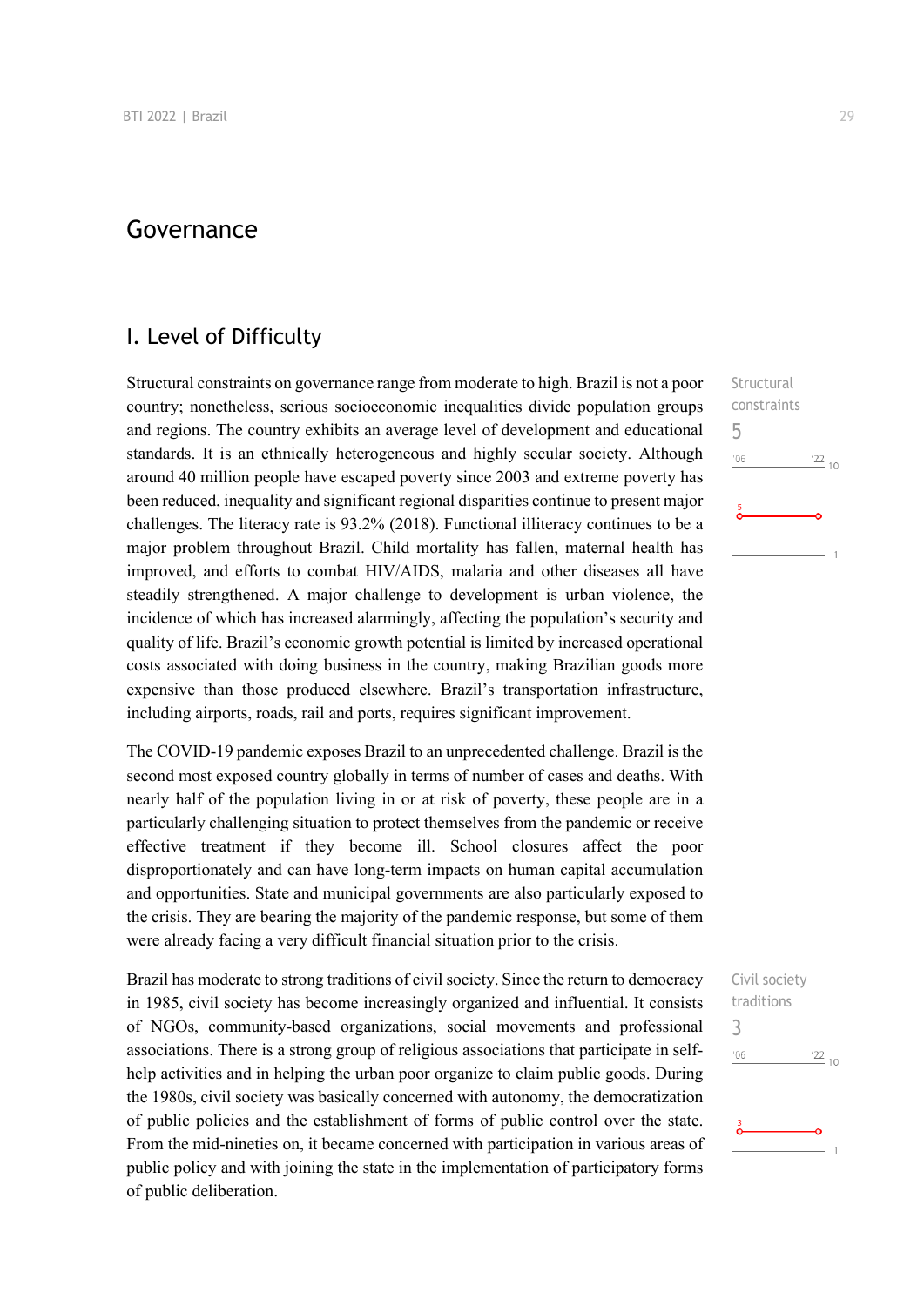# Governance

## I. Level of Difficulty

Structural constraints
5

Structural constraints on governance range from moderate to high. Brazil is not a poor country; nonetheless, serious socioeconomic inequalities divide population groups and regions. The country exhibits an average level of development and educational standards. It is an ethnically heterogeneous and highly secular society. Although around 40 million people have escaped poverty since 2003 and extreme poverty has been reduced, inequality and significant regional disparities continue to present major challenges. The literacy rate is 93.2% (2018). Functional illiteracy continues to be a major problem throughout Brazil. Child mortality has fallen, maternal health has improved, and efforts to combat HIV/AIDS, malaria and other diseases all have steadily strengthened. A major challenge to development is urban violence, the incidence of which has increased alarmingly, affecting the population's security and quality of life. Brazil's economic growth potential is limited by increased operational costs associated with doing business in the country, making Brazilian goods more expensive than those produced elsewhere. Brazil's transportation infrastructure, including airports, roads, rail and ports, requires significant improvement.

The COVID-19 pandemic exposes Brazil to an unprecedented challenge. Brazil is the second most exposed country globally in terms of number of cases and deaths. With nearly half of the population living in or at risk of poverty, these people are in a particularly challenging situation to protect themselves from the pandemic or receive effective treatment if they become ill. School closures affect the poor disproportionately and can have long-term impacts on human capital accumulation and opportunities. State and municipal governments are also particularly exposed to the crisis. They are bearing the majority of the pandemic response, but some of them were already facing a very difficult financial situation prior to the crisis.

Civil society traditions
3

Brazil has moderate to strong traditions of civil society. Since the return to democracy in 1985, civil society has become increasingly organized and influential. It consists of NGOs, community-based organizations, social movements and professional associations. There is a strong group of religious associations that participate in self-help activities and in helping the urban poor organize to claim public goods. During the 1980s, civil society was basically concerned with autonomy, the democratization of public policies and the establishment of forms of public control over the state. From the mid-nineties on, it became concerned with participation in various areas of public policy and with joining the state in the implementation of participatory forms of public deliberation.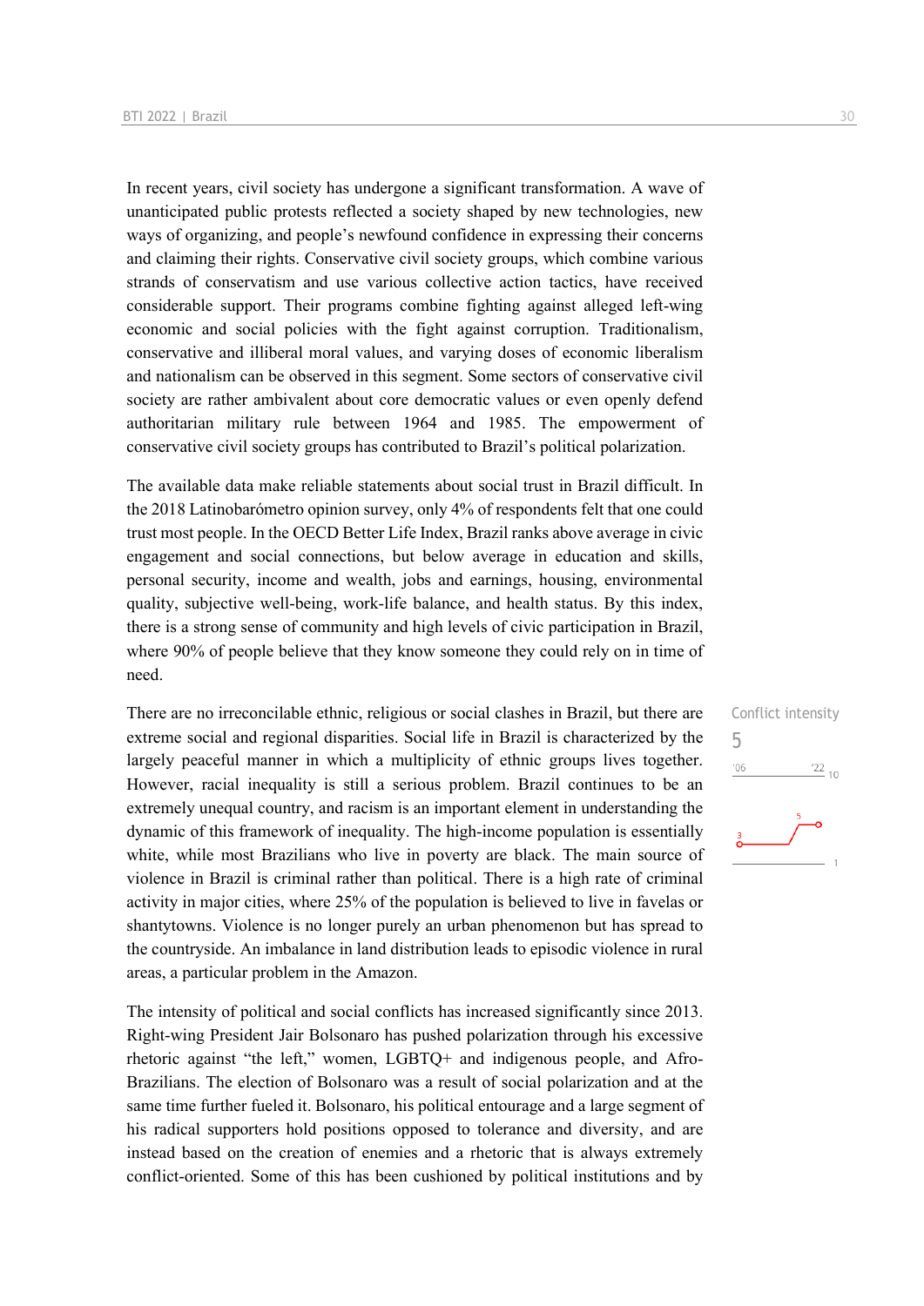In recent years, civil society has undergone a significant transformation. A wave of unanticipated public protests reflected a society shaped by new technologies, new ways of organizing, and people's newfound confidence in expressing their concerns and claiming their rights. Conservative civil society groups, which combine various strands of conservatism and use various collective action tactics, have received considerable support. Their programs combine fighting against alleged left-wing economic and social policies with the fight against corruption. Traditionalism, conservative and illiberal moral values, and varying doses of economic liberalism and nationalism can be observed in this segment. Some sectors of conservative civil society are rather ambivalent about core democratic values or even openly defend authoritarian military rule between 1964 and 1985. The empowerment of conservative civil society groups has contributed to Brazil's political polarization.

The available data make reliable statements about social trust in Brazil difficult. In the 2018 Latinobarómetro opinion survey, only 4% of respondents felt that one could trust most people. In the OECD Better Life Index, Brazil ranks above average in civic engagement and social connections, but below average in education and skills, personal security, income and wealth, jobs and earnings, housing, environmental quality, subjective well-being, work-life balance, and health status. By this index, there is a strong sense of community and high levels of civic participation in Brazil, where 90% of people believe that they know someone they could rely on in time of need.

Conflict intensity

5

There are no irreconcilable ethnic, religious or social clashes in Brazil, but there are extreme social and regional disparities. Social life in Brazil is characterized by the largely peaceful manner in which a multiplicity of ethnic groups lives together. However, racial inequality is still a serious problem. Brazil continues to be an extremely unequal country, and racism is an important element in understanding the dynamic of this framework of inequality. The high-income population is essentially white, while most Brazilians who live in poverty are black. The main source of violence in Brazil is criminal rather than political. There is a high rate of criminal activity in major cities, where 25% of the population is believed to live in favelas or shantytowns. Violence is no longer purely an urban phenomenon but has spread to the countryside. An imbalance in land distribution leads to episodic violence in rural areas, a particular problem in the Amazon.

The intensity of political and social conflicts has increased significantly since 2013. Right-wing President Jair Bolsonaro has pushed polarization through his excessive rhetoric against "the left," women, LGBTQ+ and indigenous people, and Afro-Brazilians. The election of Bolsonaro was a result of social polarization and at the same time further fueled it. Bolsonaro, his political entourage and a large segment of his radical supporters hold positions opposed to tolerance and diversity, and are instead based on the creation of enemies and a rhetoric that is always extremely conflict-oriented. Some of this has been cushioned by political institutions and by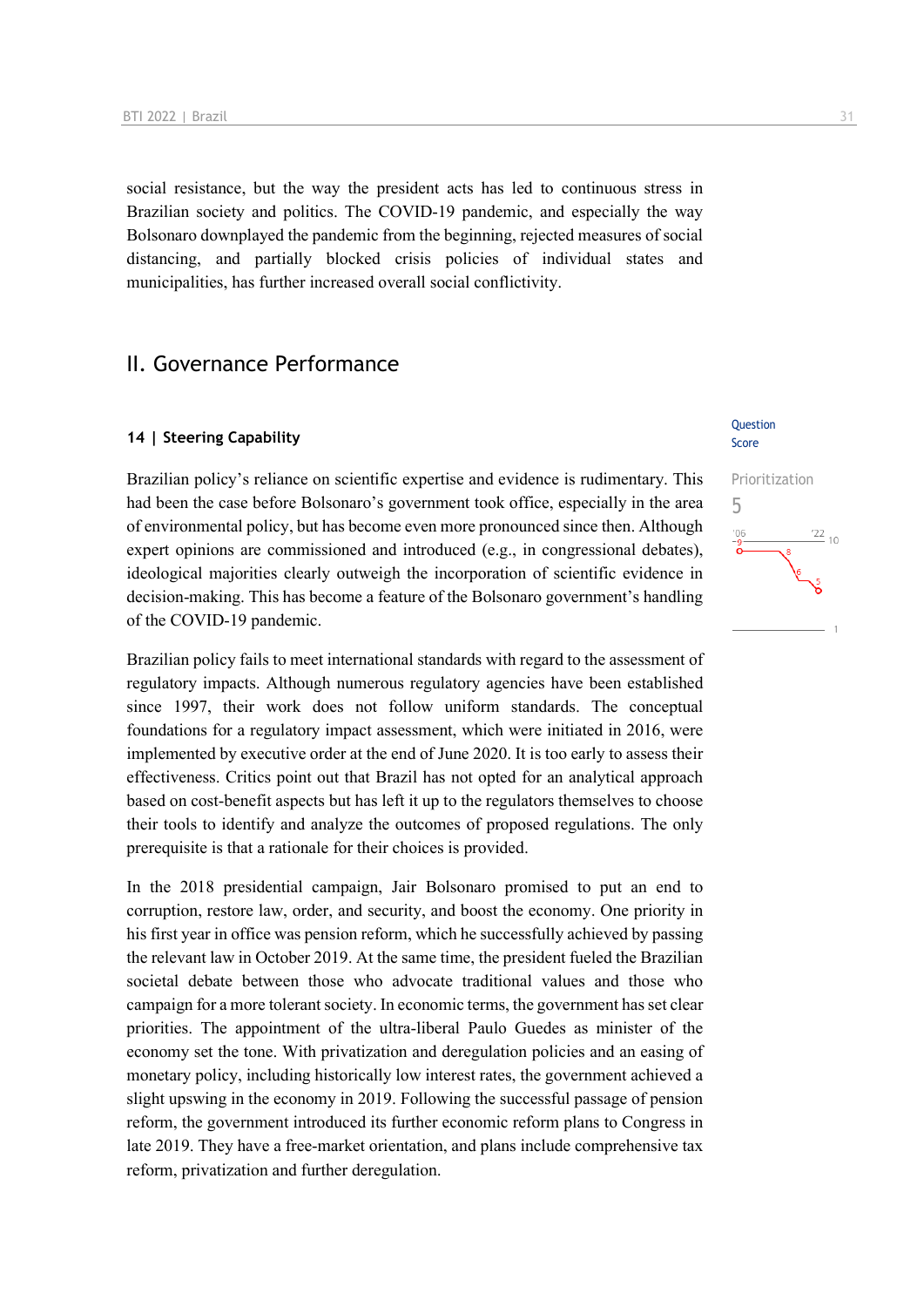social resistance, but the way the president acts has led to continuous stress in Brazilian society and politics. The COVID-19 pandemic, and especially the way Bolsonaro downplayed the pandemic from the beginning, rejected measures of social distancing, and partially blocked crisis policies of individual states and municipalities, has further increased overall social conflictivity.

## II. Governance Performance

### 14 | Steering Capability

Question Score

Prioritization
5

Brazilian policy's reliance on scientific expertise and evidence is rudimentary. This had been the case before Bolsonaro's government took office, especially in the area of environmental policy, but has become even more pronounced since then. Although expert opinions are commissioned and introduced (e.g., in congressional debates), ideological majorities clearly outweigh the incorporation of scientific evidence in decision-making. This has become a feature of the Bolsonaro government's handling of the COVID-19 pandemic.

Brazilian policy fails to meet international standards with regard to the assessment of regulatory impacts. Although numerous regulatory agencies have been established since 1997, their work does not follow uniform standards. The conceptual foundations for a regulatory impact assessment, which were initiated in 2016, were implemented by executive order at the end of June 2020. It is too early to assess their effectiveness. Critics point out that Brazil has not opted for an analytical approach based on cost-benefit aspects but has left it up to the regulators themselves to choose their tools to identify and analyze the outcomes of proposed regulations. The only prerequisite is that a rationale for their choices is provided.

In the 2018 presidential campaign, Jair Bolsonaro promised to put an end to corruption, restore law, order, and security, and boost the economy. One priority in his first year in office was pension reform, which he successfully achieved by passing the relevant law in October 2019. At the same time, the president fueled the Brazilian societal debate between those who advocate traditional values and those who campaign for a more tolerant society. In economic terms, the government has set clear priorities. The appointment of the ultra-liberal Paulo Guedes as minister of the economy set the tone. With privatization and deregulation policies and an easing of monetary policy, including historically low interest rates, the government achieved a slight upswing in the economy in 2019. Following the successful passage of pension reform, the government introduced its further economic reform plans to Congress in late 2019. They have a free-market orientation, and plans include comprehensive tax reform, privatization and further deregulation.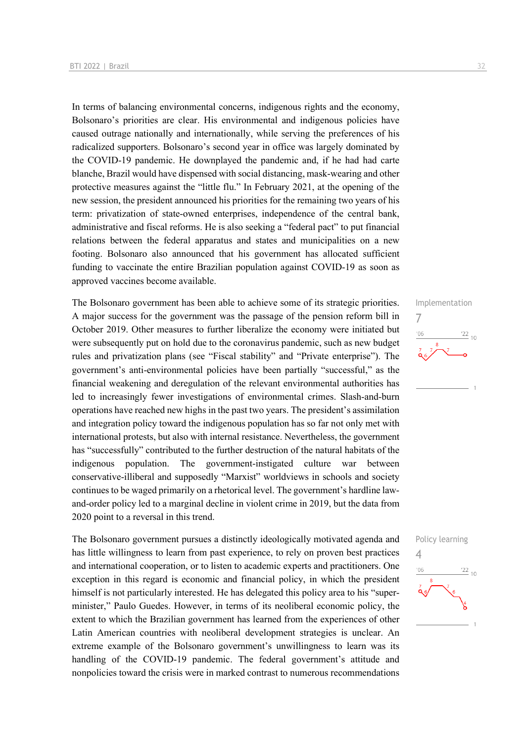In terms of balancing environmental concerns, indigenous rights and the economy, Bolsonaro's priorities are clear. His environmental and indigenous policies have caused outrage nationally and internationally, while serving the preferences of his radicalized supporters. Bolsonaro's second year in office was largely dominated by the COVID-19 pandemic. He downplayed the pandemic and, if he had had carte blanche, Brazil would have dispensed with social distancing, mask-wearing and other protective measures against the "little flu." In February 2021, at the opening of the new session, the president announced his priorities for the remaining two years of his term: privatization of state-owned enterprises, independence of the central bank, administrative and fiscal reforms. He is also seeking a "federal pact" to put financial relations between the federal apparatus and states and municipalities on a new footing. Bolsonaro also announced that his government has allocated sufficient funding to vaccinate the entire Brazilian population against COVID-19 as soon as approved vaccines become available.

Implementation

7

The Bolsonaro government has been able to achieve some of its strategic priorities. A major success for the government was the passage of the pension reform bill in October 2019. Other measures to further liberalize the economy were initiated but were subsequently put on hold due to the coronavirus pandemic, such as new budget rules and privatization plans (see "Fiscal stability" and "Private enterprise"). The government's anti-environmental policies have been partially "successful," as the financial weakening and deregulation of the relevant environmental authorities has led to increasingly fewer investigations of environmental crimes. Slash-and-burn operations have reached new highs in the past two years. The president's assimilation and integration policy toward the indigenous population has so far not only met with international protests, but also with internal resistance. Nevertheless, the government has "successfully" contributed to the further destruction of the natural habitats of the indigenous population. The government-instigated culture war between conservative-illiberal and supposedly "Marxist" worldviews in schools and society continues to be waged primarily on a rhetorical level. The government's hardline law-and-order policy led to a marginal decline in violent crime in 2019, but the data from 2020 point to a reversal in this trend.

Policy learning

4

The Bolsonaro government pursues a distinctly ideologically motivated agenda and has little willingness to learn from past experience, to rely on proven best practices and international cooperation, or to listen to academic experts and practitioners. One exception in this regard is economic and financial policy, in which the president himself is not particularly interested. He has delegated this policy area to his "super-minister," Paulo Guedes. However, in terms of its neoliberal economic policy, the extent to which the Brazilian government has learned from the experiences of other Latin American countries with neoliberal development strategies is unclear. An extreme example of the Bolsonaro government's unwillingness to learn was its handling of the COVID-19 pandemic. The federal government's attitude and nonpolicies toward the crisis were in marked contrast to numerous recommendations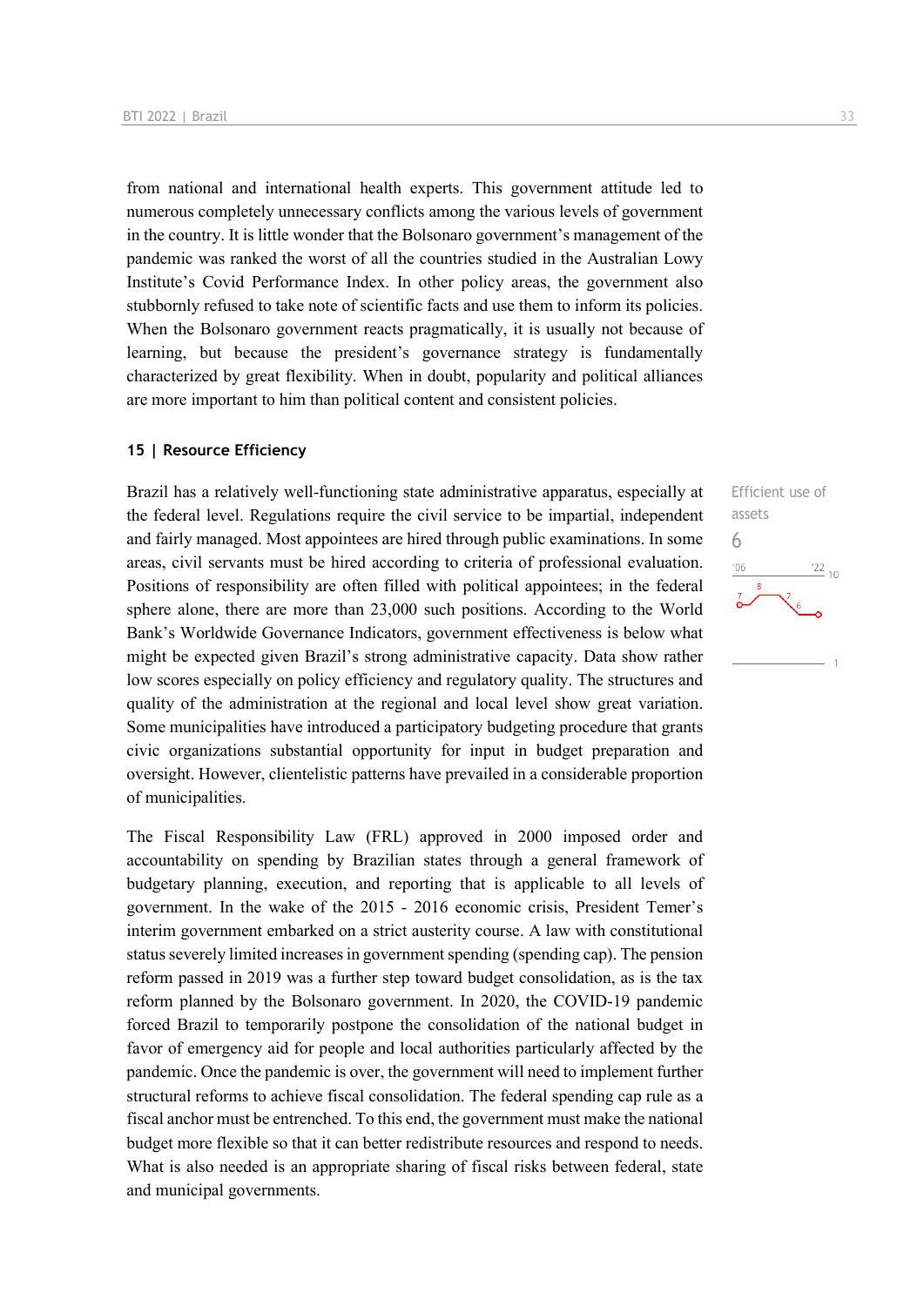from national and international health experts. This government attitude led to numerous completely unnecessary conflicts among the various levels of government in the country. It is little wonder that the Bolsonaro government's management of the pandemic was ranked the worst of all the countries studied in the Australian Lowy Institute's Covid Performance Index. In other policy areas, the government also stubbornly refused to take note of scientific facts and use them to inform its policies. When the Bolsonaro government reacts pragmatically, it is usually not because of learning, but because the president's governance strategy is fundamentally characterized by great flexibility. When in doubt, popularity and political alliances are more important to him than political content and consistent policies.

### 15 | Resource Efficiency

Efficient use of assets

6

Brazil has a relatively well-functioning state administrative apparatus, especially at the federal level. Regulations require the civil service to be impartial, independent and fairly managed. Most appointees are hired through public examinations. In some areas, civil servants must be hired according to criteria of professional evaluation. Positions of responsibility are often filled with political appointees; in the federal sphere alone, there are more than 23,000 such positions. According to the World Bank's Worldwide Governance Indicators, government effectiveness is below what might be expected given Brazil's strong administrative capacity. Data show rather low scores especially on policy efficiency and regulatory quality. The structures and quality of the administration at the regional and local level show great variation. Some municipalities have introduced a participatory budgeting procedure that grants civic organizations substantial opportunity for input in budget preparation and oversight. However, clientelistic patterns have prevailed in a considerable proportion of municipalities.

The Fiscal Responsibility Law (FRL) approved in 2000 imposed order and accountability on spending by Brazilian states through a general framework of budgetary planning, execution, and reporting that is applicable to all levels of government. In the wake of the 2015 - 2016 economic crisis, President Temer's interim government embarked on a strict austerity course. A law with constitutional status severely limited increases in government spending (spending cap). The pension reform passed in 2019 was a further step toward budget consolidation, as is the tax reform planned by the Bolsonaro government. In 2020, the COVID-19 pandemic forced Brazil to temporarily postpone the consolidation of the national budget in favor of emergency aid for people and local authorities particularly affected by the pandemic. Once the pandemic is over, the government will need to implement further structural reforms to achieve fiscal consolidation. The federal spending cap rule as a fiscal anchor must be entrenched. To this end, the government must make the national budget more flexible so that it can better redistribute resources and respond to needs. What is also needed is an appropriate sharing of fiscal risks between federal, state and municipal governments.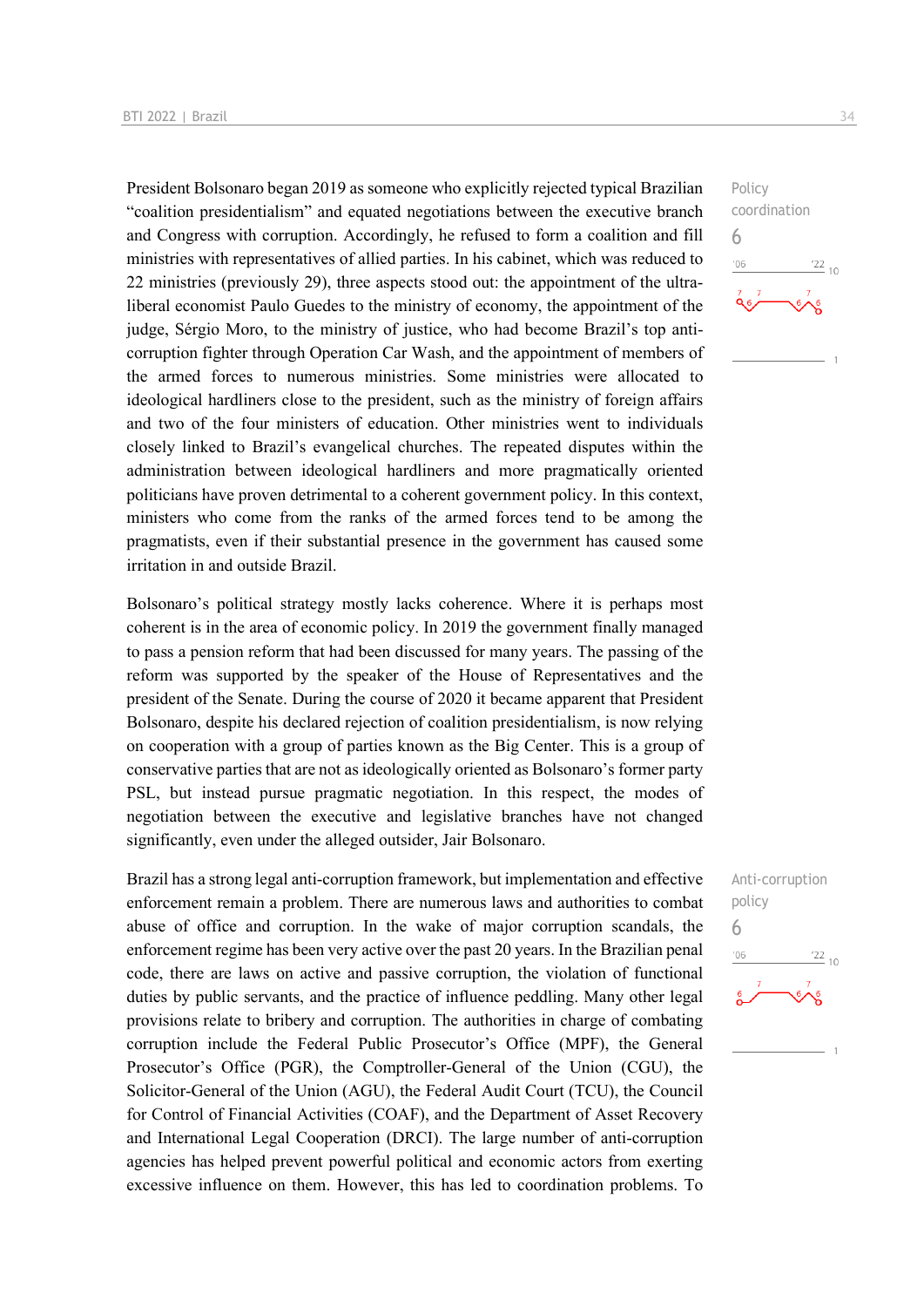Policy coordination

6

President Bolsonaro began 2019 as someone who explicitly rejected typical Brazilian "coalition presidentialism" and equated negotiations between the executive branch and Congress with corruption. Accordingly, he refused to form a coalition and fill ministries with representatives of allied parties. In his cabinet, which was reduced to 22 ministries (previously 29), three aspects stood out: the appointment of the ultra-liberal economist Paulo Guedes to the ministry of economy, the appointment of the judge, Sérgio Moro, to the ministry of justice, who had become Brazil's top anti-corruption fighter through Operation Car Wash, and the appointment of members of the armed forces to numerous ministries. Some ministries were allocated to ideological hardliners close to the president, such as the ministry of foreign affairs and two of the four ministers of education. Other ministries went to individuals closely linked to Brazil's evangelical churches. The repeated disputes within the administration between ideological hardliners and more pragmatically oriented politicians have proven detrimental to a coherent government policy. In this context, ministers who come from the ranks of the armed forces tend to be among the pragmatists, even if their substantial presence in the government has caused some irritation in and outside Brazil.

Bolsonaro's political strategy mostly lacks coherence. Where it is perhaps most coherent is in the area of economic policy. In 2019 the government finally managed to pass a pension reform that had been discussed for many years. The passing of the reform was supported by the speaker of the House of Representatives and the president of the Senate. During the course of 2020 it became apparent that President Bolsonaro, despite his declared rejection of coalition presidentialism, is now relying on cooperation with a group of parties known as the Big Center. This is a group of conservative parties that are not as ideologically oriented as Bolsonaro's former party PSL, but instead pursue pragmatic negotiation. In this respect, the modes of negotiation between the executive and legislative branches have not changed significantly, even under the alleged outsider, Jair Bolsonaro.

Anti-corruption policy

6

Brazil has a strong legal anti-corruption framework, but implementation and effective enforcement remain a problem. There are numerous laws and authorities to combat abuse of office and corruption. In the wake of major corruption scandals, the enforcement regime has been very active over the past 20 years. In the Brazilian penal code, there are laws on active and passive corruption, the violation of functional duties by public servants, and the practice of influence peddling. Many other legal provisions relate to bribery and corruption. The authorities in charge of combating corruption include the Federal Public Prosecutor's Office (MPF), the General Prosecutor's Office (PGR), the Comptroller-General of the Union (CGU), the Solicitor-General of the Union (AGU), the Federal Audit Court (TCU), the Council for Control of Financial Activities (COAF), and the Department of Asset Recovery and International Legal Cooperation (DRCI). The large number of anti-corruption agencies has helped prevent powerful political and economic actors from exerting excessive influence on them. However, this has led to coordination problems. To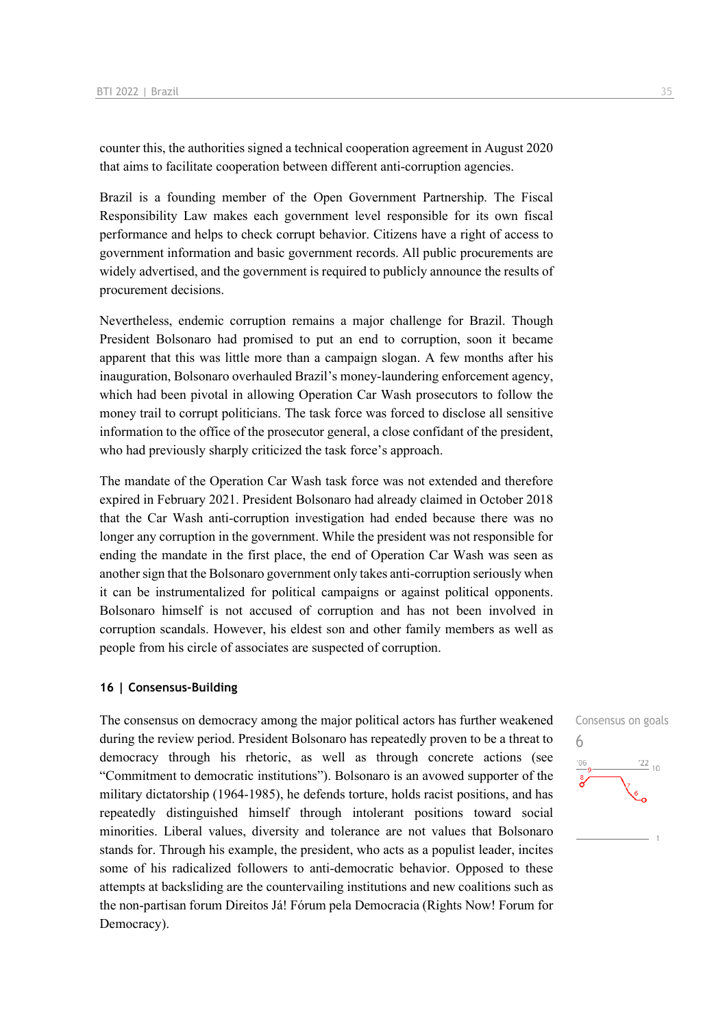counter this, the authorities signed a technical cooperation agreement in August 2020 that aims to facilitate cooperation between different anti-corruption agencies.

Brazil is a founding member of the Open Government Partnership. The Fiscal Responsibility Law makes each government level responsible for its own fiscal performance and helps to check corrupt behavior. Citizens have a right of access to government information and basic government records. All public procurements are widely advertised, and the government is required to publicly announce the results of procurement decisions.

Nevertheless, endemic corruption remains a major challenge for Brazil. Though President Bolsonaro had promised to put an end to corruption, soon it became apparent that this was little more than a campaign slogan. A few months after his inauguration, Bolsonaro overhauled Brazil's money-laundering enforcement agency, which had been pivotal in allowing Operation Car Wash prosecutors to follow the money trail to corrupt politicians. The task force was forced to disclose all sensitive information to the office of the prosecutor general, a close confidant of the president, who had previously sharply criticized the task force's approach.

The mandate of the Operation Car Wash task force was not extended and therefore expired in February 2021. President Bolsonaro had already claimed in October 2018 that the Car Wash anti-corruption investigation had ended because there was no longer any corruption in the government. While the president was not responsible for ending the mandate in the first place, the end of Operation Car Wash was seen as another sign that the Bolsonaro government only takes anti-corruption seriously when it can be instrumentalized for political campaigns or against political opponents. Bolsonaro himself is not accused of corruption and has not been involved in corruption scandals. However, his eldest son and other family members as well as people from his circle of associates are suspected of corruption.

### 16 | Consensus-Building

Consensus on goals
6

The consensus on democracy among the major political actors has further weakened during the review period. President Bolsonaro has repeatedly proven to be a threat to democracy through his rhetoric, as well as through concrete actions (see "Commitment to democratic institutions"). Bolsonaro is an avowed supporter of the military dictatorship (1964-1985), he defends torture, holds racist positions, and has repeatedly distinguished himself through intolerant positions toward social minorities. Liberal values, diversity and tolerance are not values that Bolsonaro stands for. Through his example, the president, who acts as a populist leader, incites some of his radicalized followers to anti-democratic behavior. Opposed to these attempts at backsliding are the countervailing institutions and new coalitions such as the non-partisan forum Direitos Já! Fórum pela Democracia (Rights Now! Forum for Democracy).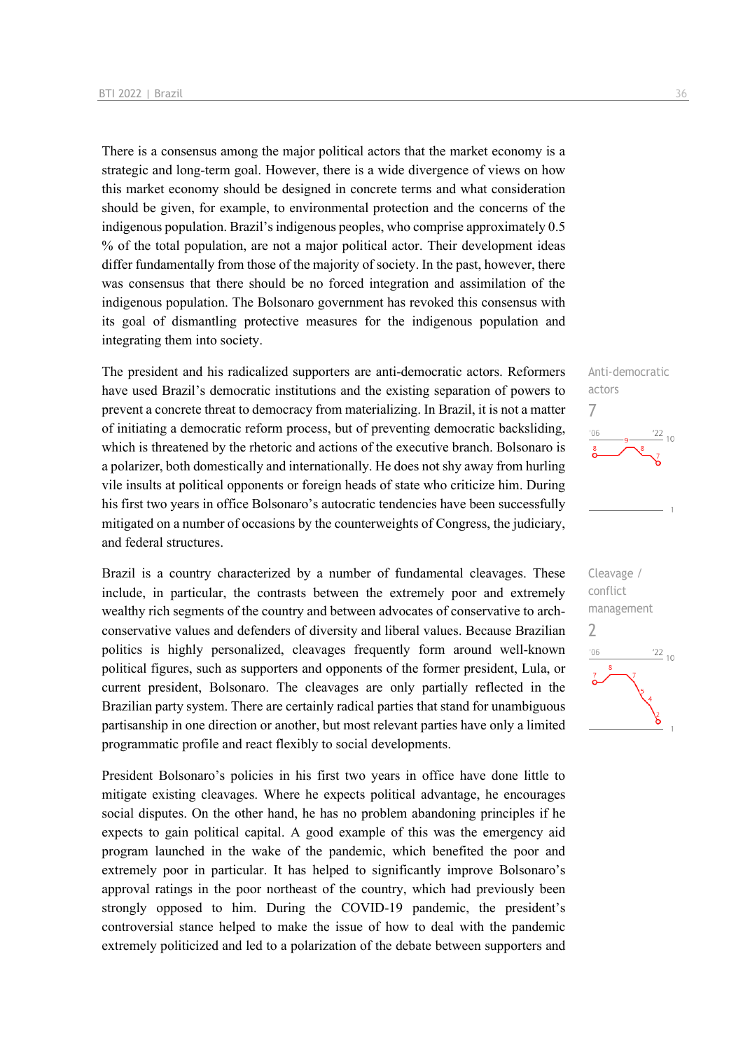There is a consensus among the major political actors that the market economy is a strategic and long-term goal. However, there is a wide divergence of views on how this market economy should be designed in concrete terms and what consideration should be given, for example, to environmental protection and the concerns of the indigenous population. Brazil's indigenous peoples, who comprise approximately 0.5 % of the total population, are not a major political actor. Their development ideas differ fundamentally from those of the majority of society. In the past, however, there was consensus that there should be no forced integration and assimilation of the indigenous population. The Bolsonaro government has revoked this consensus with its goal of dismantling protective measures for the indigenous population and integrating them into society.

Anti-democratic actors

7

The president and his radicalized supporters are anti-democratic actors. Reformers have used Brazil's democratic institutions and the existing separation of powers to prevent a concrete threat to democracy from materializing. In Brazil, it is not a matter of initiating a democratic reform process, but of preventing democratic backsliding, which is threatened by the rhetoric and actions of the executive branch. Bolsonaro is a polarizer, both domestically and internationally. He does not shy away from hurling vile insults at political opponents or foreign heads of state who criticize him. During his first two years in office Bolsonaro's autocratic tendencies have been successfully mitigated on a number of occasions by the counterweights of Congress, the judiciary, and federal structures.

Cleavage / conflict management

2

Brazil is a country characterized by a number of fundamental cleavages. These include, in particular, the contrasts between the extremely poor and extremely wealthy rich segments of the country and between advocates of conservative to arch-conservative values and defenders of diversity and liberal values. Because Brazilian politics is highly personalized, cleavages frequently form around well-known political figures, such as supporters and opponents of the former president, Lula, or current president, Bolsonaro. The cleavages are only partially reflected in the Brazilian party system. There are certainly radical parties that stand for unambiguous partisanship in one direction or another, but most relevant parties have only a limited programmatic profile and react flexibly to social developments.

President Bolsonaro's policies in his first two years in office have done little to mitigate existing cleavages. Where he expects political advantage, he encourages social disputes. On the other hand, he has no problem abandoning principles if he expects to gain political capital. A good example of this was the emergency aid program launched in the wake of the pandemic, which benefited the poor and extremely poor in particular. It has helped to significantly improve Bolsonaro's approval ratings in the poor northeast of the country, which had previously been strongly opposed to him. During the COVID-19 pandemic, the president's controversial stance helped to make the issue of how to deal with the pandemic extremely politicized and led to a polarization of the debate between supporters and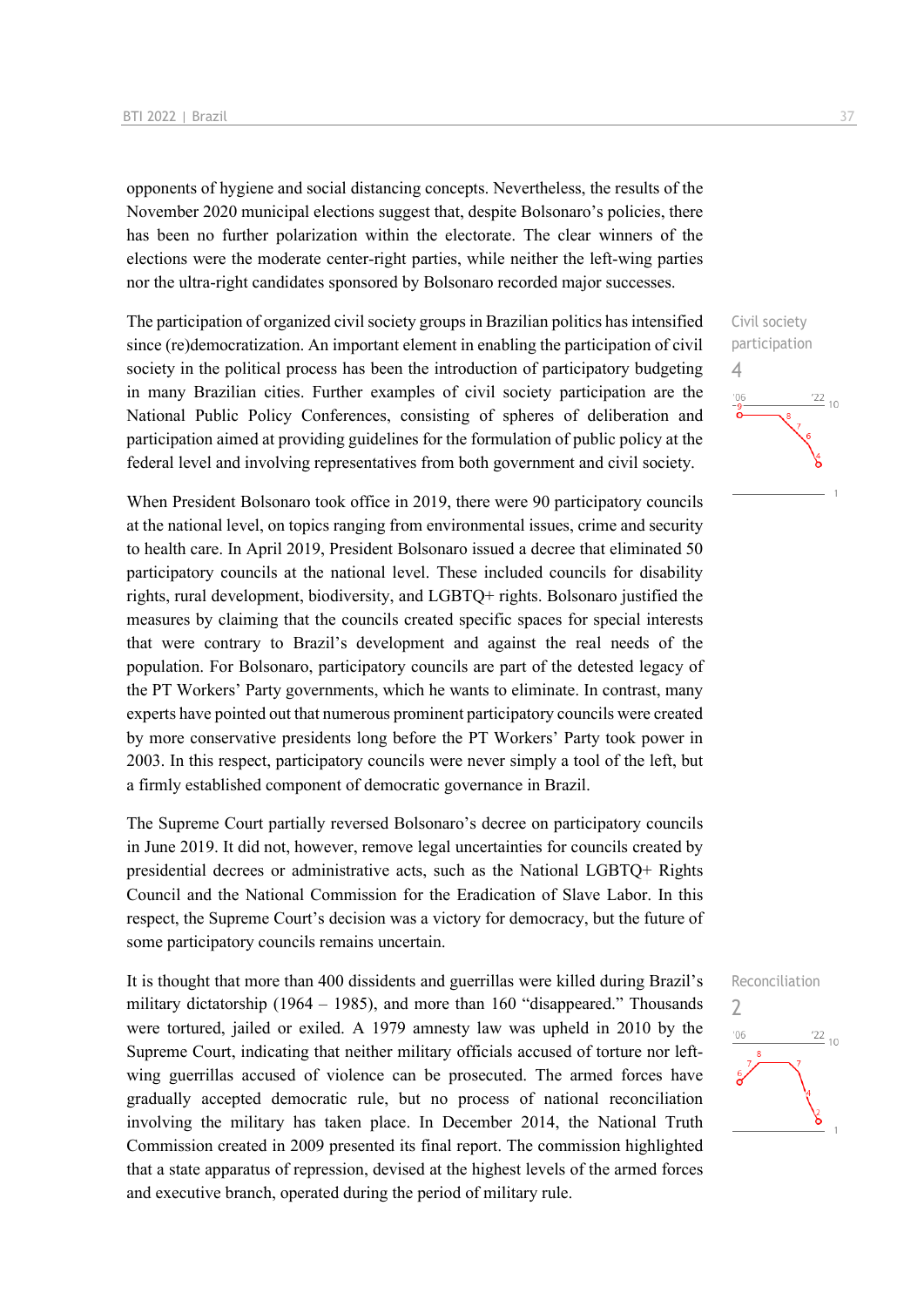opponents of hygiene and social distancing concepts. Nevertheless, the results of the November 2020 municipal elections suggest that, despite Bolsonaro's policies, there has been no further polarization within the electorate. The clear winners of the elections were the moderate center-right parties, while neither the left-wing parties nor the ultra-right candidates sponsored by Bolsonaro recorded major successes.

Civil society participation
4

The participation of organized civil society groups in Brazilian politics has intensified since (re)democratization. An important element in enabling the participation of civil society in the political process has been the introduction of participatory budgeting in many Brazilian cities. Further examples of civil society participation are the National Public Policy Conferences, consisting of spheres of deliberation and participation aimed at providing guidelines for the formulation of public policy at the federal level and involving representatives from both government and civil society.

When President Bolsonaro took office in 2019, there were 90 participatory councils at the national level, on topics ranging from environmental issues, crime and security to health care. In April 2019, President Bolsonaro issued a decree that eliminated 50 participatory councils at the national level. These included councils for disability rights, rural development, biodiversity, and LGBTQ+ rights. Bolsonaro justified the measures by claiming that the councils created specific spaces for special interests that were contrary to Brazil's development and against the real needs of the population. For Bolsonaro, participatory councils are part of the detested legacy of the PT Workers' Party governments, which he wants to eliminate. In contrast, many experts have pointed out that numerous prominent participatory councils were created by more conservative presidents long before the PT Workers' Party took power in 2003. In this respect, participatory councils were never simply a tool of the left, but a firmly established component of democratic governance in Brazil.

The Supreme Court partially reversed Bolsonaro's decree on participatory councils in June 2019. It did not, however, remove legal uncertainties for councils created by presidential decrees or administrative acts, such as the National LGBTQ+ Rights Council and the National Commission for the Eradication of Slave Labor. In this respect, the Supreme Court's decision was a victory for democracy, but the future of some participatory councils remains uncertain.

Reconciliation
2

It is thought that more than 400 dissidents and guerrillas were killed during Brazil's military dictatorship (1964 – 1985), and more than 160 "disappeared." Thousands were tortured, jailed or exiled. A 1979 amnesty law was upheld in 2010 by the Supreme Court, indicating that neither military officials accused of torture nor left-wing guerrillas accused of violence can be prosecuted. The armed forces have gradually accepted democratic rule, but no process of national reconciliation involving the military has taken place. In December 2014, the National Truth Commission created in 2009 presented its final report. The commission highlighted that a state apparatus of repression, devised at the highest levels of the armed forces and executive branch, operated during the period of military rule.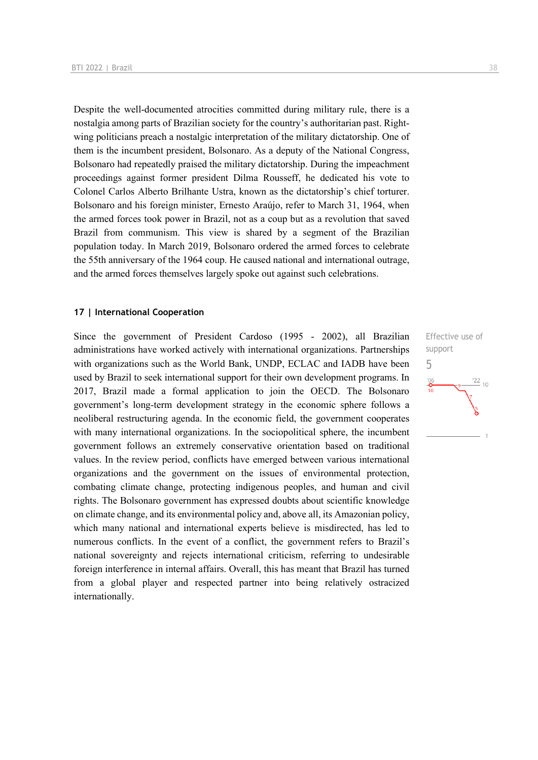Despite the well-documented atrocities committed during military rule, there is a nostalgia among parts of Brazilian society for the country's authoritarian past. Right-wing politicians preach a nostalgic interpretation of the military dictatorship. One of them is the incumbent president, Bolsonaro. As a deputy of the National Congress, Bolsonaro had repeatedly praised the military dictatorship. During the impeachment proceedings against former president Dilma Rousseff, he dedicated his vote to Colonel Carlos Alberto Brilhante Ustra, known as the dictatorship's chief torturer. Bolsonaro and his foreign minister, Ernesto Araújo, refer to March 31, 1964, when the armed forces took power in Brazil, not as a coup but as a revolution that saved Brazil from communism. This view is shared by a segment of the Brazilian population today. In March 2019, Bolsonaro ordered the armed forces to celebrate the 55th anniversary of the 1964 coup. He caused national and international outrage, and the armed forces themselves largely spoke out against such celebrations.

### 17 | International Cooperation

Effective use of support

5

Since the government of President Cardoso (1995 - 2002), all Brazilian administrations have worked actively with international organizations. Partnerships with organizations such as the World Bank, UNDP, ECLAC and IADB have been used by Brazil to seek international support for their own development programs. In 2017, Brazil made a formal application to join the OECD. The Bolsonaro government's long-term development strategy in the economic sphere follows a neoliberal restructuring agenda. In the economic field, the government cooperates with many international organizations. In the sociopolitical sphere, the incumbent government follows an extremely conservative orientation based on traditional values. In the review period, conflicts have emerged between various international organizations and the government on the issues of environmental protection, combating climate change, protecting indigenous peoples, and human and civil rights. The Bolsonaro government has expressed doubts about scientific knowledge on climate change, and its environmental policy and, above all, its Amazonian policy, which many national and international experts believe is misdirected, has led to numerous conflicts. In the event of a conflict, the government refers to Brazil's national sovereignty and rejects international criticism, referring to undesirable foreign interference in internal affairs. Overall, this has meant that Brazil has turned from a global player and respected partner into being relatively ostracized internationally.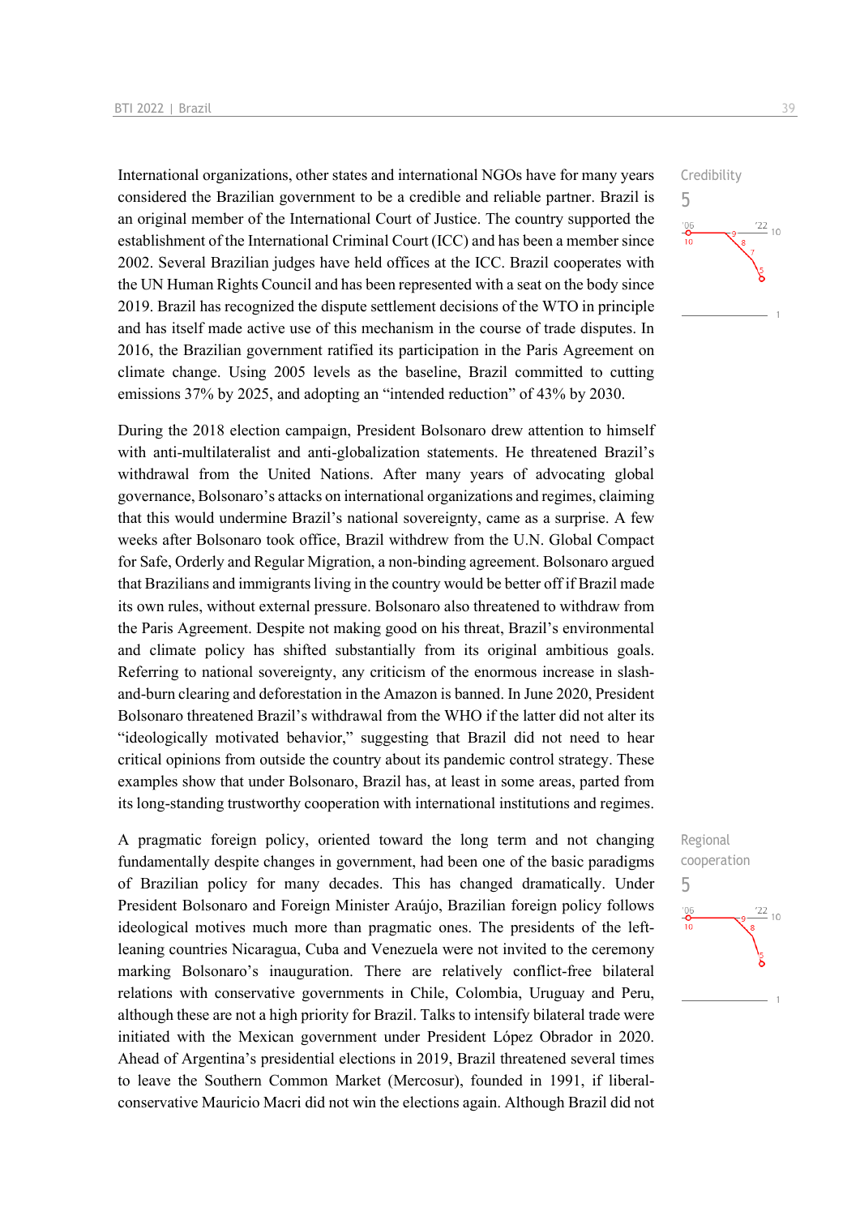International organizations, other states and international NGOs have for many years considered the Brazilian government to be a credible and reliable partner. Brazil is an original member of the International Court of Justice. The country supported the establishment of the International Criminal Court (ICC) and has been a member since 2002. Several Brazilian judges have held offices at the ICC. Brazil cooperates with the UN Human Rights Council and has been represented with a seat on the body since 2019. Brazil has recognized the dispute settlement decisions of the WTO in principle and has itself made active use of this mechanism in the course of trade disputes. In 2016, the Brazilian government ratified its participation in the Paris Agreement on climate change. Using 2005 levels as the baseline, Brazil committed to cutting emissions 37% by 2025, and adopting an "intended reduction" of 43% by 2030.

Credibility
5

During the 2018 election campaign, President Bolsonaro drew attention to himself with anti-multilateralist and anti-globalization statements. He threatened Brazil's withdrawal from the United Nations. After many years of advocating global governance, Bolsonaro's attacks on international organizations and regimes, claiming that this would undermine Brazil's national sovereignty, came as a surprise. A few weeks after Bolsonaro took office, Brazil withdrew from the U.N. Global Compact for Safe, Orderly and Regular Migration, a non-binding agreement. Bolsonaro argued that Brazilians and immigrants living in the country would be better off if Brazil made its own rules, without external pressure. Bolsonaro also threatened to withdraw from the Paris Agreement. Despite not making good on his threat, Brazil's environmental and climate policy has shifted substantially from its original ambitious goals. Referring to national sovereignty, any criticism of the enormous increase in slash-and-burn clearing and deforestation in the Amazon is banned. In June 2020, President Bolsonaro threatened Brazil's withdrawal from the WHO if the latter did not alter its "ideologically motivated behavior," suggesting that Brazil did not need to hear critical opinions from outside the country about its pandemic control strategy. These examples show that under Bolsonaro, Brazil has, at least in some areas, parted from its long-standing trustworthy cooperation with international institutions and regimes.

A pragmatic foreign policy, oriented toward the long term and not changing fundamentally despite changes in government, had been one of the basic paradigms of Brazilian policy for many decades. This has changed dramatically. Under President Bolsonaro and Foreign Minister Araújo, Brazilian foreign policy follows ideological motives much more than pragmatic ones. The presidents of the left-leaning countries Nicaragua, Cuba and Venezuela were not invited to the ceremony marking Bolsonaro's inauguration. There are relatively conflict-free bilateral relations with conservative governments in Chile, Colombia, Uruguay and Peru, although these are not a high priority for Brazil. Talks to intensify bilateral trade were initiated with the Mexican government under President López Obrador in 2020. Ahead of Argentina's presidential elections in 2019, Brazil threatened several times to leave the Southern Common Market (Mercosur), founded in 1991, if liberal-conservative Mauricio Macri did not win the elections again. Although Brazil did not

Regional cooperation
5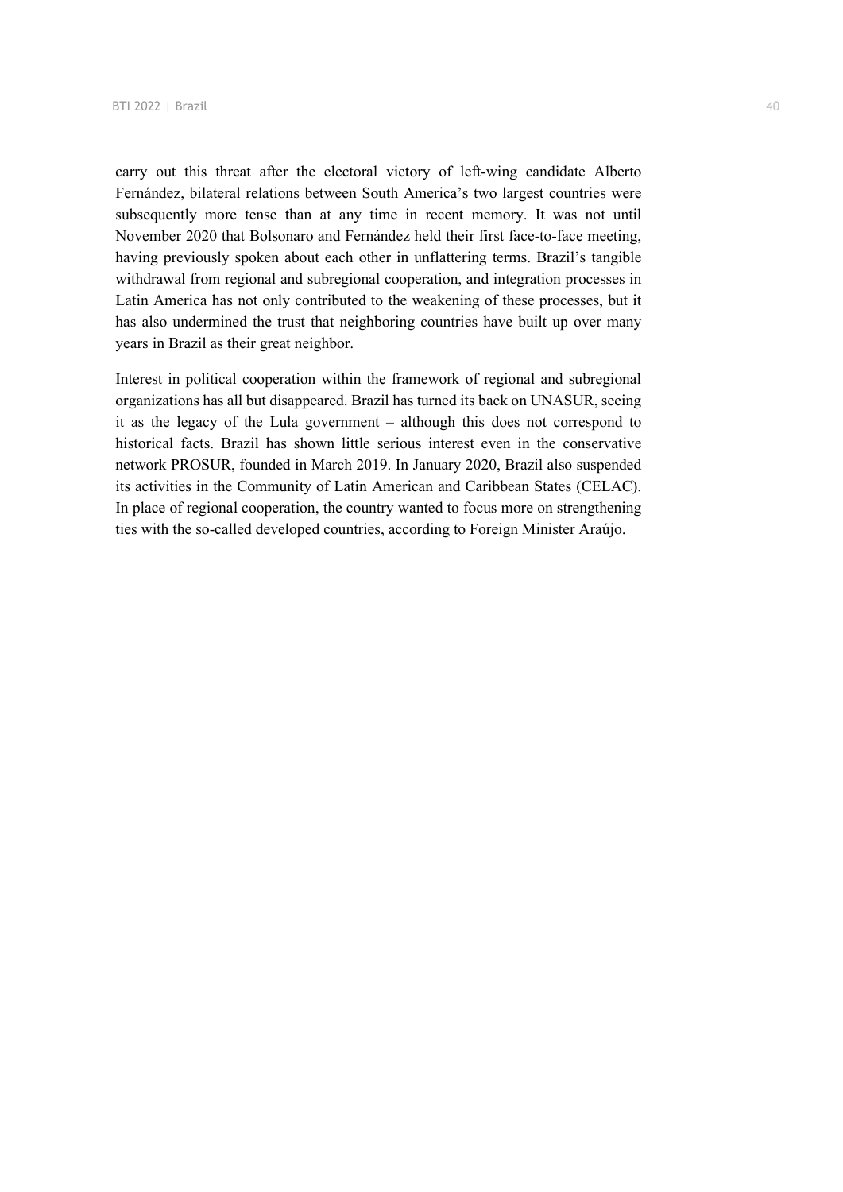carry out this threat after the electoral victory of left-wing candidate Alberto Fernández, bilateral relations between South America's two largest countries were subsequently more tense than at any time in recent memory. It was not until November 2020 that Bolsonaro and Fernández held their first face-to-face meeting, having previously spoken about each other in unflattering terms. Brazil's tangible withdrawal from regional and subregional cooperation, and integration processes in Latin America has not only contributed to the weakening of these processes, but it has also undermined the trust that neighboring countries have built up over many years in Brazil as their great neighbor.

Interest in political cooperation within the framework of regional and subregional organizations has all but disappeared. Brazil has turned its back on UNASUR, seeing it as the legacy of the Lula government – although this does not correspond to historical facts. Brazil has shown little serious interest even in the conservative network PROSUR, founded in March 2019. In January 2020, Brazil also suspended its activities in the Community of Latin American and Caribbean States (CELAC). In place of regional cooperation, the country wanted to focus more on strengthening ties with the so-called developed countries, according to Foreign Minister Araújo.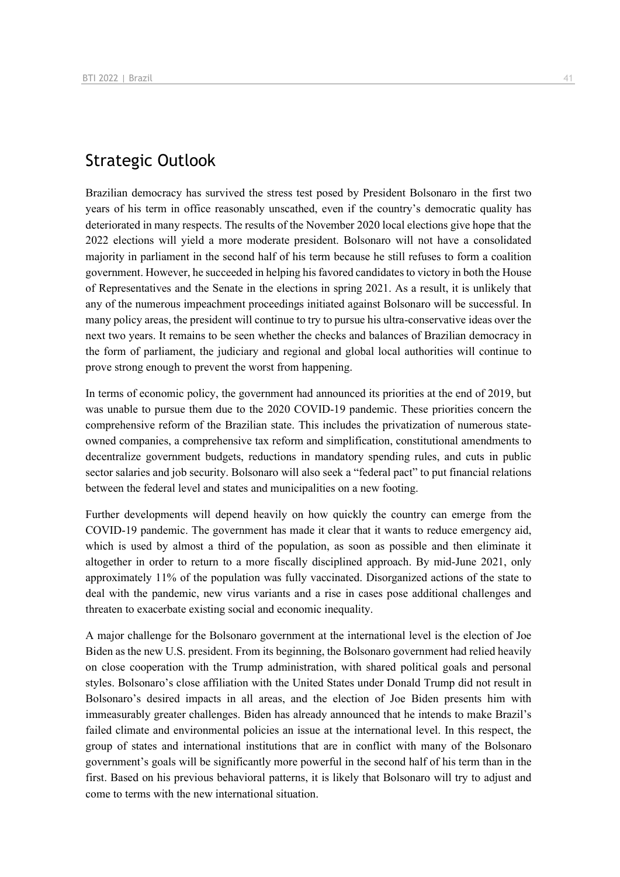## Strategic Outlook

Brazilian democracy has survived the stress test posed by President Bolsonaro in the first two years of his term in office reasonably unscathed, even if the country's democratic quality has deteriorated in many respects. The results of the November 2020 local elections give hope that the 2022 elections will yield a more moderate president. Bolsonaro will not have a consolidated majority in parliament in the second half of his term because he still refuses to form a coalition government. However, he succeeded in helping his favored candidates to victory in both the House of Representatives and the Senate in the elections in spring 2021. As a result, it is unlikely that any of the numerous impeachment proceedings initiated against Bolsonaro will be successful. In many policy areas, the president will continue to try to pursue his ultra-conservative ideas over the next two years. It remains to be seen whether the checks and balances of Brazilian democracy in the form of parliament, the judiciary and regional and global local authorities will continue to prove strong enough to prevent the worst from happening.

In terms of economic policy, the government had announced its priorities at the end of 2019, but was unable to pursue them due to the 2020 COVID-19 pandemic. These priorities concern the comprehensive reform of the Brazilian state. This includes the privatization of numerous state-owned companies, a comprehensive tax reform and simplification, constitutional amendments to decentralize government budgets, reductions in mandatory spending rules, and cuts in public sector salaries and job security. Bolsonaro will also seek a "federal pact" to put financial relations between the federal level and states and municipalities on a new footing.

Further developments will depend heavily on how quickly the country can emerge from the COVID-19 pandemic. The government has made it clear that it wants to reduce emergency aid, which is used by almost a third of the population, as soon as possible and then eliminate it altogether in order to return to a more fiscally disciplined approach. By mid-June 2021, only approximately 11% of the population was fully vaccinated. Disorganized actions of the state to deal with the pandemic, new virus variants and a rise in cases pose additional challenges and threaten to exacerbate existing social and economic inequality.

A major challenge for the Bolsonaro government at the international level is the election of Joe Biden as the new U.S. president. From its beginning, the Bolsonaro government had relied heavily on close cooperation with the Trump administration, with shared political goals and personal styles. Bolsonaro's close affiliation with the United States under Donald Trump did not result in Bolsonaro's desired impacts in all areas, and the election of Joe Biden presents him with immeasurably greater challenges. Biden has already announced that he intends to make Brazil's failed climate and environmental policies an issue at the international level. In this respect, the group of states and international institutions that are in conflict with many of the Bolsonaro government's goals will be significantly more powerful in the second half of his term than in the first. Based on his previous behavioral patterns, it is likely that Bolsonaro will try to adjust and come to terms with the new international situation.